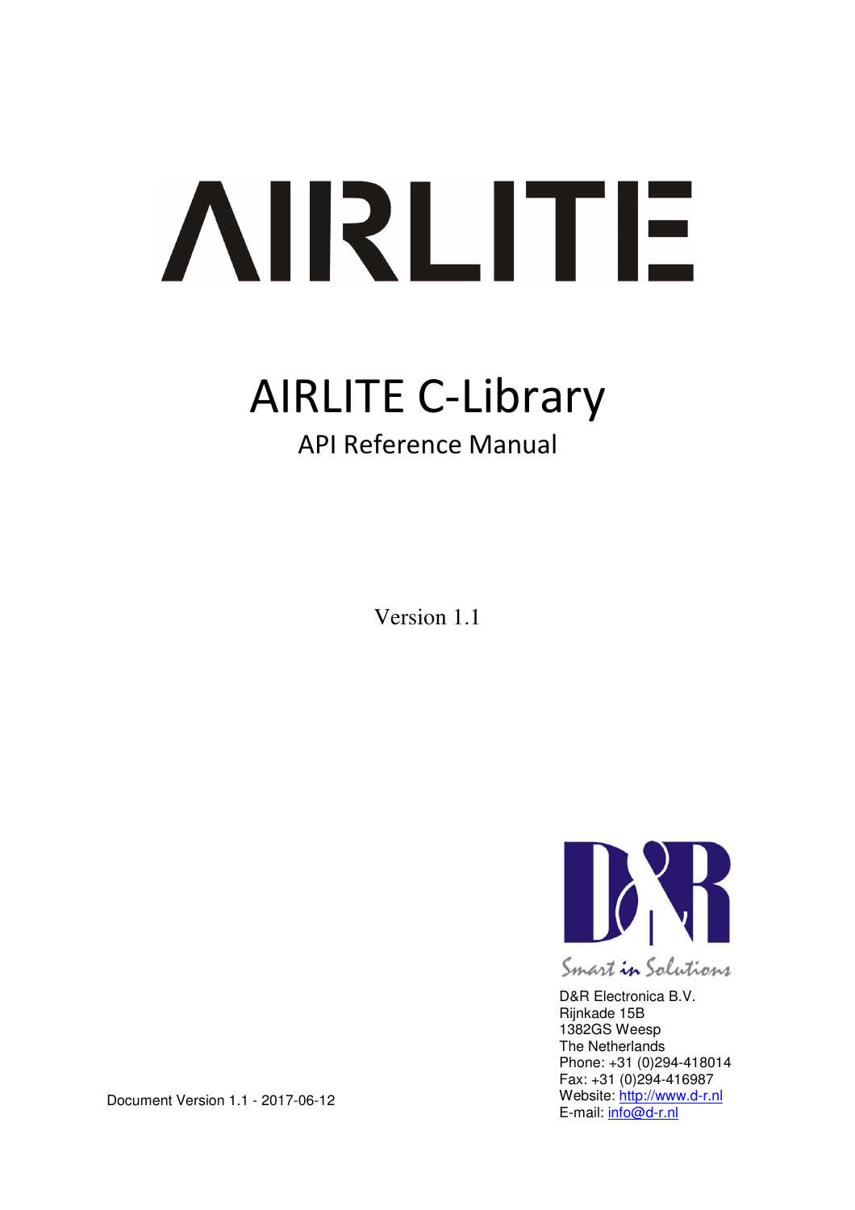# AIRLITE

# AIRLITE C-Library

## API Reference Manual

Version 1.1

Smart in Solutions

D&R Electronica B.V.
Rijnkade 15B
1382GS Weesp
The Netherlands
Phone: +31 (0)294-418014
Fax: +31 (0)294-416987
Website: http://www.d-r.nl
E-mail: info@d-r.nl

Document Version 1.1 - 2017-06-12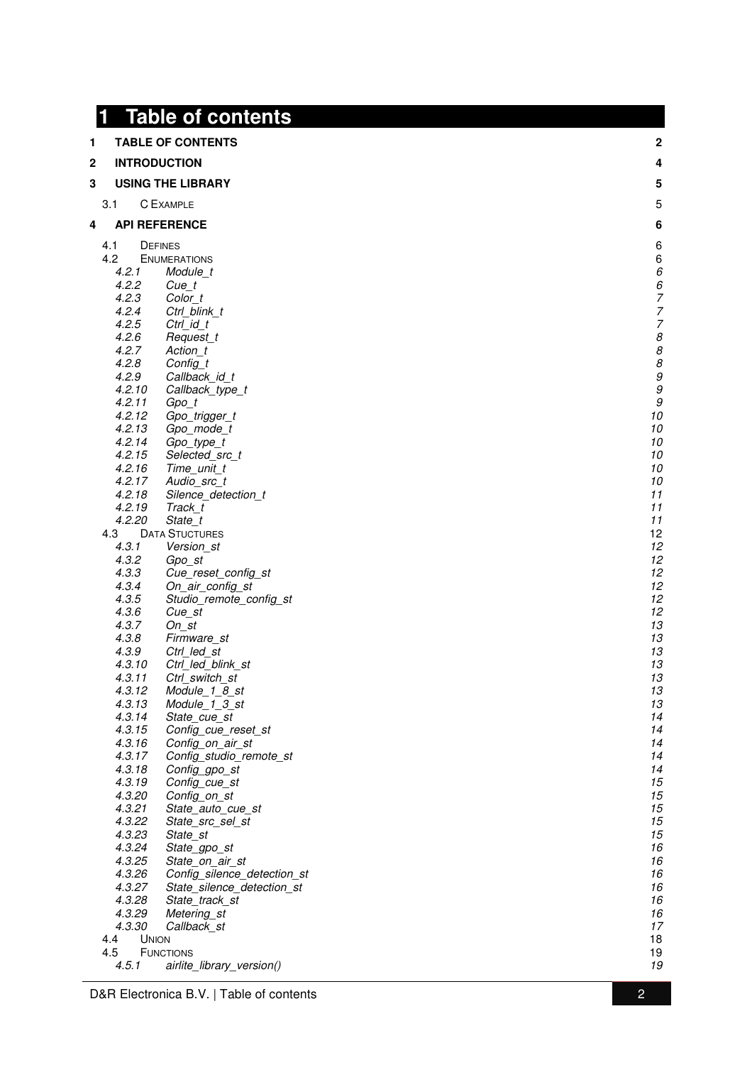# 1 Table of contents

| | | |
|---|---|---|
| **1** | **TABLE OF CONTENTS** | **2** |
| **2** | **INTRODUCTION** | **4** |
| **3** | **USING THE LIBRARY** | **5** |
| 3.1 | C EXAMPLE | 5 |
| **4** | **API REFERENCE** | **6** |
| 4.1 | DEFINES | 6 |
| 4.2 | ENUMERATIONS | 6 |
| *4.2.1* | *Module_t* | *6* |
| *4.2.2* | *Cue_t* | *6* |
| *4.2.3* | *Color_t* | *7* |
| *4.2.4* | *Ctrl_blink_t* | *7* |
| *4.2.5* | *Ctrl_id_t* | *7* |
| *4.2.6* | *Request_t* | *8* |
| *4.2.7* | *Action_t* | *8* |
| *4.2.8* | *Config_t* | *8* |
| *4.2.9* | *Callback_id_t* | *9* |
| *4.2.10* | *Callback_type_t* | *9* |
| *4.2.11* | *Gpo_t* | *9* |
| *4.2.12* | *Gpo_trigger_t* | *10* |
| *4.2.13* | *Gpo_mode_t* | *10* |
| *4.2.14* | *Gpo_type_t* | *10* |
| *4.2.15* | *Selected_src_t* | *10* |
| *4.2.16* | *Time_unit_t* | *10* |
| *4.2.17* | *Audio_src_t* | *10* |
| *4.2.18* | *Silence_detection_t* | *11* |
| *4.2.19* | *Track_t* | *11* |
| *4.2.20* | *State_t* | *11* |
| 4.3 | DATA STUCTURES | 12 |
| *4.3.1* | *Version_st* | *12* |
| *4.3.2* | *Gpo_st* | *12* |
| *4.3.3* | *Cue_reset_config_st* | *12* |
| *4.3.4* | *On_air_config_st* | *12* |
| *4.3.5* | *Studio_remote_config_st* | *12* |
| *4.3.6* | *Cue_st* | *12* |
| *4.3.7* | *On_st* | *13* |
| *4.3.8* | *Firmware_st* | *13* |
| *4.3.9* | *Ctrl_led_st* | *13* |
| *4.3.10* | *Ctrl_led_blink_st* | *13* |
| *4.3.11* | *Ctrl_switch_st* | *13* |
| *4.3.12* | *Module_1_8_st* | *13* |
| *4.3.13* | *Module_1_3_st* | *13* |
| *4.3.14* | *State_cue_st* | *14* |
| *4.3.15* | *Config_cue_reset_st* | *14* |
| *4.3.16* | *Config_on_air_st* | *14* |
| *4.3.17* | *Config_studio_remote_st* | *14* |
| *4.3.18* | *Config_gpo_st* | *14* |
| *4.3.19* | *Config_cue_st* | *15* |
| *4.3.20* | *Config_on_st* | *15* |
| *4.3.21* | *State_auto_cue_st* | *15* |
| *4.3.22* | *State_src_sel_st* | *15* |
| *4.3.23* | *State_st* | *15* |
| *4.3.24* | *State_gpo_st* | *16* |
| *4.3.25* | *State_on_air_st* | *16* |
| *4.3.26* | *Config_silence_detection_st* | *16* |
| *4.3.27* | *State_silence_detection_st* | *16* |
| *4.3.28* | *State_track_st* | *16* |
| *4.3.29* | *Metering_st* | *16* |
| *4.3.30* | *Callback_st* | *17* |
| 4.4 | UNION | 18 |
| 4.5 | FUNCTIONS | 19 |
| *4.5.1* | *airlite_library_version()* | *19* |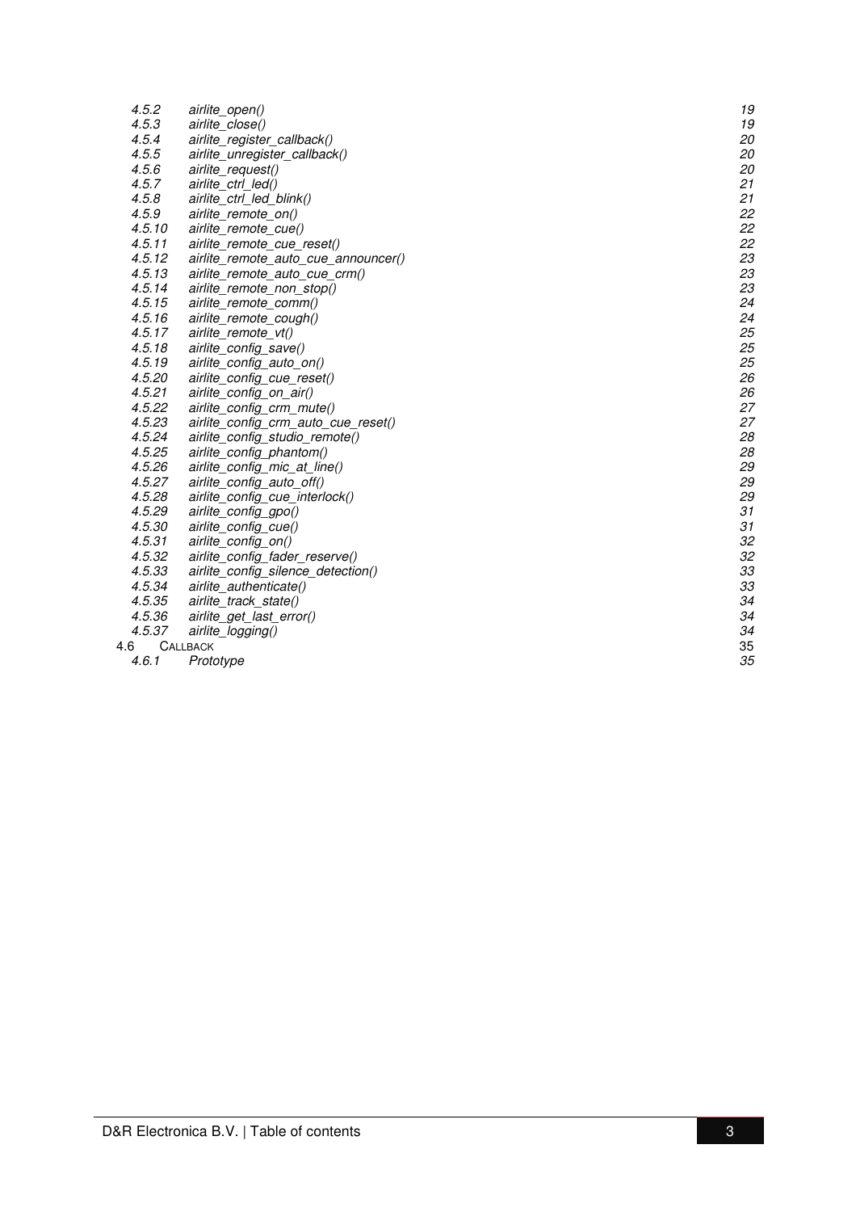| | | |
|---|---|---|
| *4.5.2* | *airlite_open()* | *19* |
| *4.5.3* | *airlite_close()* | *19* |
| *4.5.4* | *airlite_register_callback()* | *20* |
| *4.5.5* | *airlite_unregister_callback()* | *20* |
| *4.5.6* | *airlite_request()* | *20* |
| *4.5.7* | *airlite_ctrl_led()* | *21* |
| *4.5.8* | *airlite_ctrl_led_blink()* | *21* |
| *4.5.9* | *airlite_remote_on()* | *22* |
| *4.5.10* | *airlite_remote_cue()* | *22* |
| *4.5.11* | *airlite_remote_cue_reset()* | *22* |
| *4.5.12* | *airlite_remote_auto_cue_announcer()* | *23* |
| *4.5.13* | *airlite_remote_auto_cue_crm()* | *23* |
| *4.5.14* | *airlite_remote_non_stop()* | *23* |
| *4.5.15* | *airlite_remote_comm()* | *24* |
| *4.5.16* | *airlite_remote_cough()* | *24* |
| *4.5.17* | *airlite_remote_vt()* | *25* |
| *4.5.18* | *airlite_config_save()* | *25* |
| *4.5.19* | *airlite_config_auto_on()* | *25* |
| *4.5.20* | *airlite_config_cue_reset()* | *26* |
| *4.5.21* | *airlite_config_on_air()* | *26* |
| *4.5.22* | *airlite_config_crm_mute()* | *27* |
| *4.5.23* | *airlite_config_crm_auto_cue_reset()* | *27* |
| *4.5.24* | *airlite_config_studio_remote()* | *28* |
| *4.5.25* | *airlite_config_phantom()* | *28* |
| *4.5.26* | *airlite_config_mic_at_line()* | *29* |
| *4.5.27* | *airlite_config_auto_off()* | *29* |
| *4.5.28* | *airlite_config_cue_interlock()* | *29* |
| *4.5.29* | *airlite_config_gpo()* | *31* |
| *4.5.30* | *airlite_config_cue()* | *31* |
| *4.5.31* | *airlite_config_on()* | *32* |
| *4.5.32* | *airlite_config_fader_reserve()* | *32* |
| *4.5.33* | *airlite_config_silence_detection()* | *33* |
| *4.5.34* | *airlite_authenticate()* | *33* |
| *4.5.35* | *airlite_track_state()* | *34* |
| *4.5.36* | *airlite_get_last_error()* | *34* |
| *4.5.37* | *airlite_logging()* | *34* |
| 4.6 | CALLBACK | 35 |
| *4.6.1* | *Prototype* | *35* |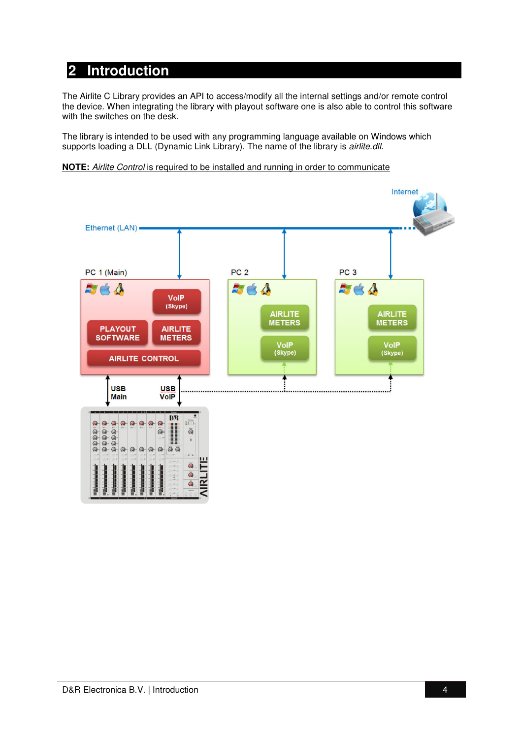# 2 Introduction

The Airlite C Library provides an API to access/modify all the internal settings and/or remote control the device. When integrating the library with playout software one is also able to control this software with the switches on the desk.

The library is intended to be used with any programming language available on Windows which supports loading a DLL (Dynamic Link Library). The name of the library is *airlite.dll.*

**NOTE:** *Airlite Control* is required to be installed and running in order to communicate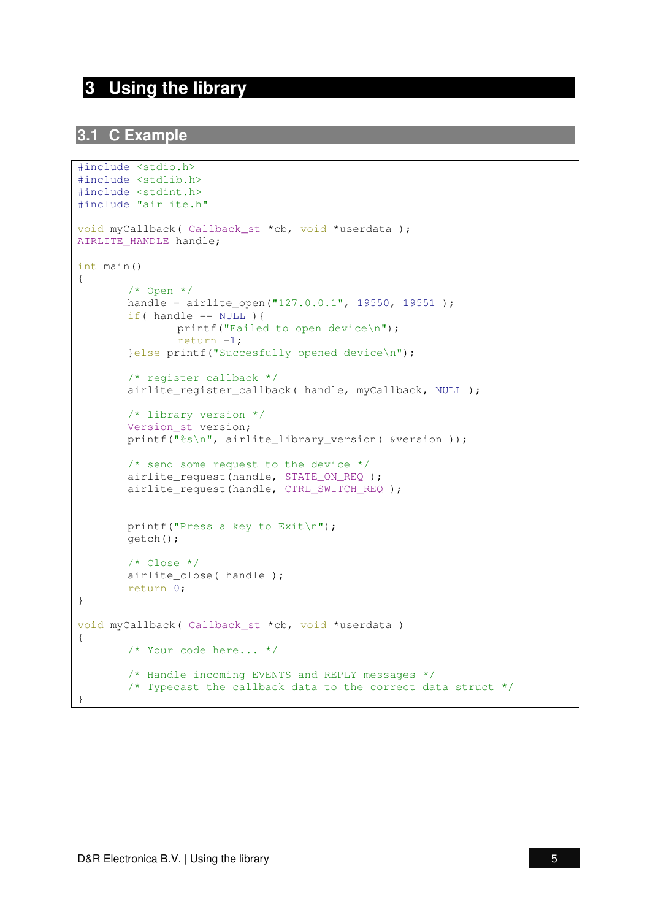# 3 Using the library

## 3.1 C Example

```
#include <stdio.h>
#include <stdlib.h>
#include <stdint.h>
#include "airlite.h"

void myCallback( Callback_st *cb, void *userdata );
AIRLITE_HANDLE handle;

int main()
{
        /* Open */
        handle = airlite_open("127.0.0.1", 19550, 19551 );
        if( handle == NULL ){
                printf("Failed to open device\n");
                return -1;
        }else printf("Succesfully opened device\n");

        /* register callback */
        airlite_register_callback( handle, myCallback, NULL );

        /* library version */
        Version_st version;
        printf("%s\n", airlite_library_version( &version ));

        /* send some request to the device */
        airlite_request(handle, STATE_ON_REQ );
        airlite_request(handle, CTRL_SWITCH_REQ );


        printf("Press a key to Exit\n");
        getch();

        /* Close */
        airlite_close( handle );
        return 0;
}

void myCallback( Callback_st *cb, void *userdata )
{
        /* Your code here... */

        /* Handle incoming EVENTS and REPLY messages */
        /* Typecast the callback data to the correct data struct */
}
```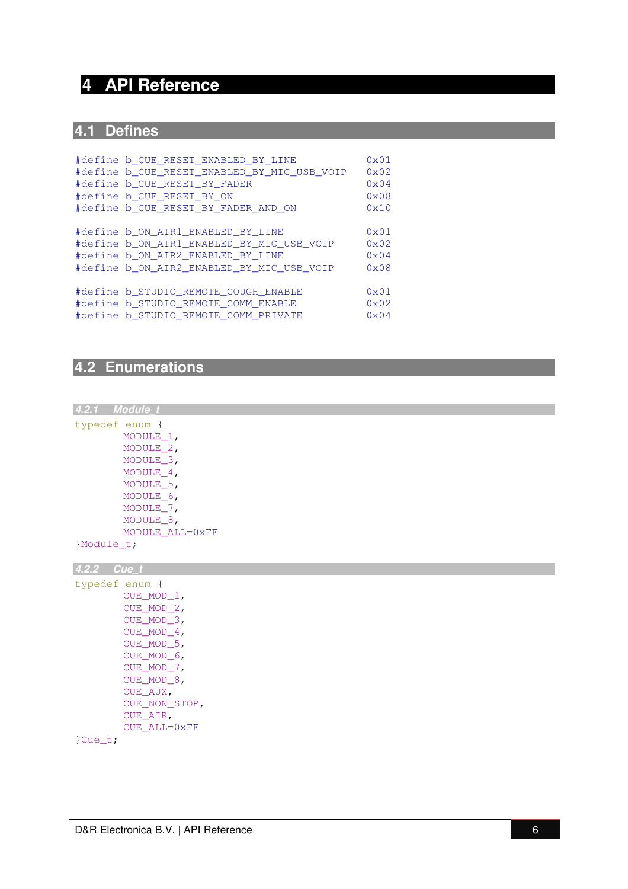# 4 API Reference

## 4.1 Defines

```
#define b_CUE_RESET_ENABLED_BY_LINE          0x01
#define b_CUE_RESET_ENABLED_BY_MIC_USB_VOIP  0x02
#define b_CUE_RESET_BY_FADER                 0x04
#define b_CUE_RESET_BY_ON                    0x08
#define b_CUE_RESET_BY_FADER_AND_ON          0x10

#define b_ON_AIR1_ENABLED_BY_LINE            0x01
#define b_ON_AIR1_ENABLED_BY_MIC_USB_VOIP    0x02
#define b_ON_AIR2_ENABLED_BY_LINE            0x04
#define b_ON_AIR2_ENABLED_BY_MIC_USB_VOIP    0x08

#define b_STUDIO_REMOTE_COUGH_ENABLE         0x01
#define b_STUDIO_REMOTE_COMM_ENABLE          0x02
#define b_STUDIO_REMOTE_COMM_PRIVATE         0x04
```

## 4.2 Enumerations

### 4.2.1 Module_t

```
typedef enum {
        MODULE_1,
        MODULE_2,
        MODULE_3,
        MODULE_4,
        MODULE_5,
        MODULE_6,
        MODULE_7,
        MODULE_8,
        MODULE_ALL=0xFF
}Module_t;
```

### 4.2.2 Cue_t

```
typedef enum {
        CUE_MOD_1,
        CUE_MOD_2,
        CUE_MOD_3,
        CUE_MOD_4,
        CUE_MOD_5,
        CUE_MOD_6,
        CUE_MOD_7,
        CUE_MOD_8,
        CUE_AUX,
        CUE_NON_STOP,
        CUE_AIR,
        CUE_ALL=0xFF
}Cue_t;
```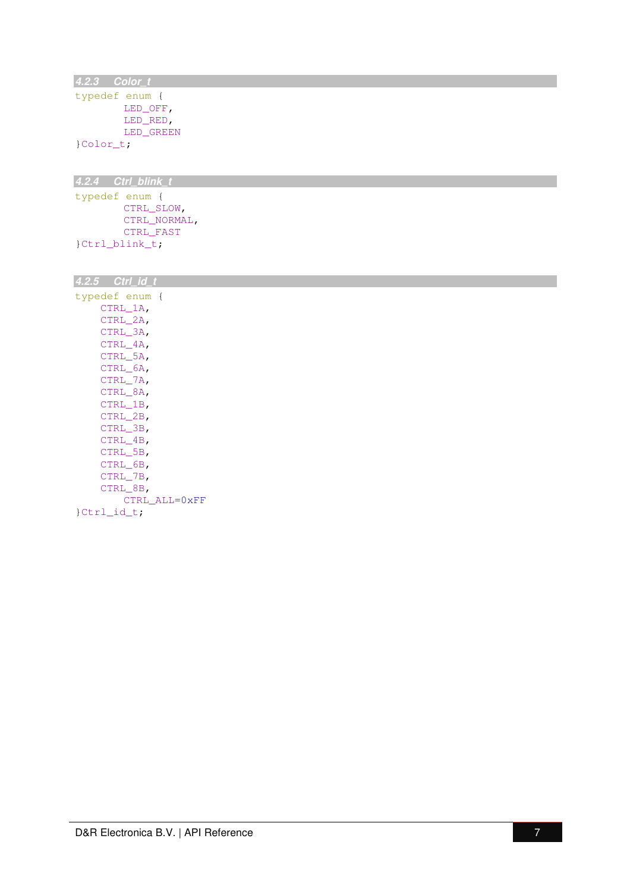### 4.2.3 Color_t

```
typedef enum {
        LED_OFF,
        LED_RED,
        LED_GREEN
}Color_t;
```

### 4.2.4 Ctrl_blink_t

```
typedef enum {
        CTRL_SLOW,
        CTRL_NORMAL,
        CTRL_FAST
}Ctrl_blink_t;
```

### 4.2.5 Ctrl_id_t

```
typedef enum {
    CTRL_1A,
    CTRL_2A,
    CTRL_3A,
    CTRL_4A,
    CTRL_5A,
    CTRL_6A,
    CTRL_7A,
    CTRL_8A,
    CTRL_1B,
    CTRL_2B,
    CTRL_3B,
    CTRL_4B,
    CTRL_5B,
    CTRL_6B,
    CTRL_7B,
    CTRL_8B,
        CTRL_ALL=0xFF
}Ctrl_id_t;
```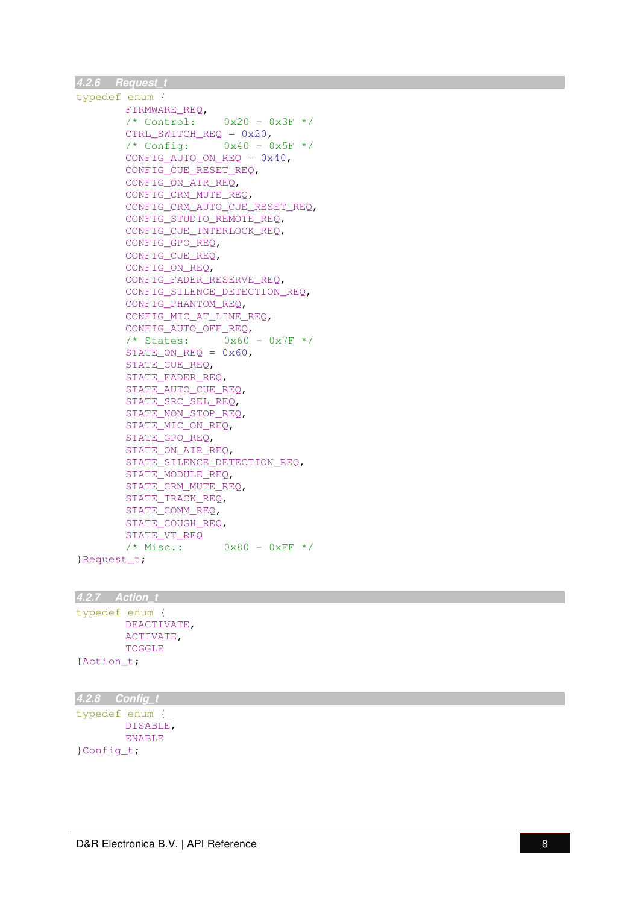### 4.2.6 Request_t

```
typedef enum {
        FIRMWARE_REQ,
        /* Control:     0x20 - 0x3F */
        CTRL_SWITCH_REQ = 0x20,
        /* Config:      0x40 - 0x5F */
        CONFIG_AUTO_ON_REQ = 0x40,
        CONFIG_CUE_RESET_REQ,
        CONFIG_ON_AIR_REQ,
        CONFIG_CRM_MUTE_REQ,
        CONFIG_CRM_AUTO_CUE_RESET_REQ,
        CONFIG_STUDIO_REMOTE_REQ,
        CONFIG_CUE_INTERLOCK_REQ,
        CONFIG_GPO_REQ,
        CONFIG_CUE_REQ,
        CONFIG_ON_REQ,
        CONFIG_FADER_RESERVE_REQ,
        CONFIG_SILENCE_DETECTION_REQ,
        CONFIG_PHANTOM_REQ,
        CONFIG_MIC_AT_LINE_REQ,
        CONFIG_AUTO_OFF_REQ,
        /* States:      0x60 - 0x7F */
        STATE_ON_REQ = 0x60,
        STATE_CUE_REQ,
        STATE_FADER_REQ,
        STATE_AUTO_CUE_REQ,
        STATE_SRC_SEL_REQ,
        STATE_NON_STOP_REQ,
        STATE_MIC_ON_REQ,
        STATE_GPO_REQ,
        STATE_ON_AIR_REQ,
        STATE_SILENCE_DETECTION_REQ,
        STATE_MODULE_REQ,
        STATE_CRM_MUTE_REQ,
        STATE_TRACK_REQ,
        STATE_COMM_REQ,
        STATE_COUGH_REQ,
        STATE_VT_REQ
        /* Misc.:       0x80 - 0xFF */
}Request_t;
```

### 4.2.7 Action_t

```
typedef enum {
        DEACTIVATE,
        ACTIVATE,
        TOGGLE
}Action_t;
```

### 4.2.8 Config_t

```
typedef enum {
        DISABLE,
        ENABLE
}Config_t;
```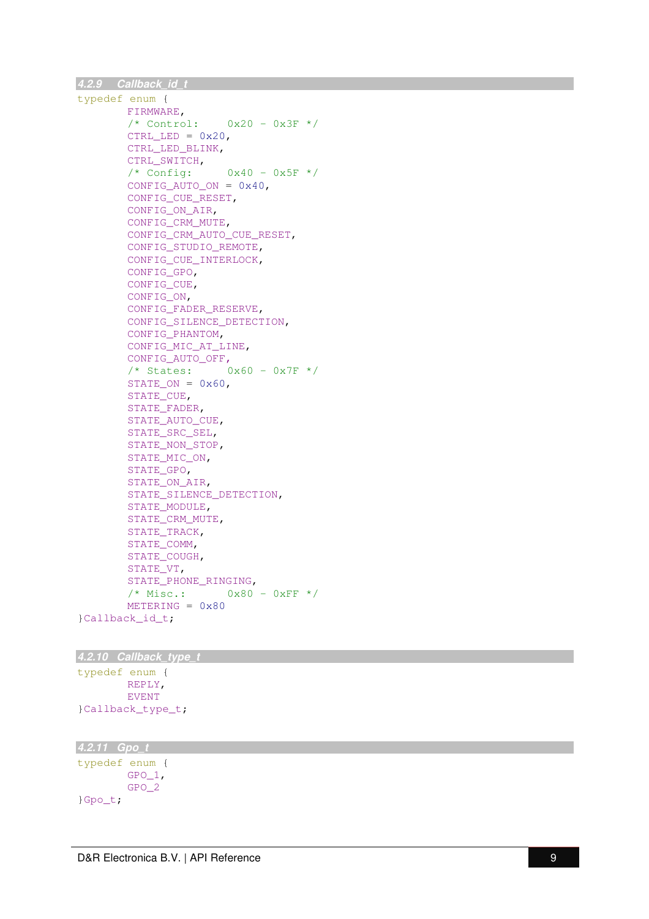#### 4.2.9 Callback_id_t

```
typedef enum {
        FIRMWARE,
        /* Control:     0x20 - 0x3F */
        CTRL_LED = 0x20,
        CTRL_LED_BLINK,
        CTRL_SWITCH,
        /* Config:      0x40 - 0x5F */
        CONFIG_AUTO_ON = 0x40,
        CONFIG_CUE_RESET,
        CONFIG_ON_AIR,
        CONFIG_CRM_MUTE,
        CONFIG_CRM_AUTO_CUE_RESET,
        CONFIG_STUDIO_REMOTE,
        CONFIG_CUE_INTERLOCK,
        CONFIG_GPO,
        CONFIG_CUE,
        CONFIG_ON,
        CONFIG_FADER_RESERVE,
        CONFIG_SILENCE_DETECTION,
        CONFIG_PHANTOM,
        CONFIG_MIC_AT_LINE,
        CONFIG_AUTO_OFF,
        /* States:      0x60 - 0x7F */
        STATE_ON = 0x60,
        STATE_CUE,
        STATE_FADER,
        STATE_AUTO_CUE,
        STATE_SRC_SEL,
        STATE_NON_STOP,
        STATE_MIC_ON,
        STATE_GPO,
        STATE_ON_AIR,
        STATE_SILENCE_DETECTION,
        STATE_MODULE,
        STATE_CRM_MUTE,
        STATE_TRACK,
        STATE_COMM,
        STATE_COUGH,
        STATE_VT,
        STATE_PHONE_RINGING,
        /* Misc.:       0x80 - 0xFF */
        METERING = 0x80
}Callback_id_t;
```

#### 4.2.10 Callback_type_t

```
typedef enum {
        REPLY,
        EVENT
}Callback_type_t;
```

#### 4.2.11 Gpo_t

```
typedef enum {
        GPO_1,
        GPO_2
}Gpo_t;
```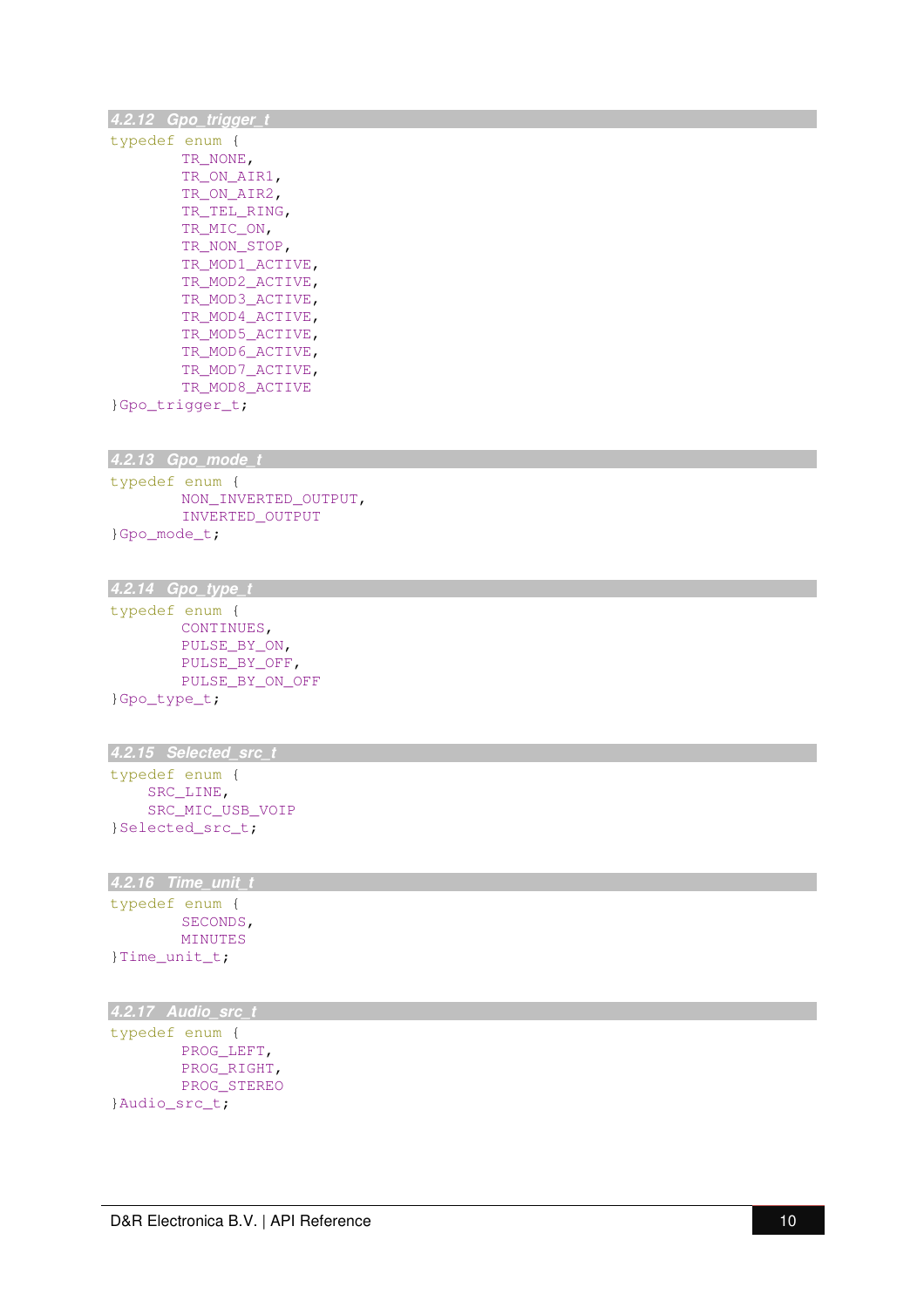### 4.2.12 Gpo_trigger_t

```
typedef enum {
        TR_NONE,
        TR_ON_AIR1,
        TR_ON_AIR2,
        TR_TEL_RING,
        TR_MIC_ON,
        TR_NON_STOP,
        TR_MOD1_ACTIVE,
        TR_MOD2_ACTIVE,
        TR_MOD3_ACTIVE,
        TR_MOD4_ACTIVE,
        TR_MOD5_ACTIVE,
        TR_MOD6_ACTIVE,
        TR_MOD7_ACTIVE,
        TR_MOD8_ACTIVE
}Gpo_trigger_t;
```

### 4.2.13 Gpo_mode_t

```
typedef enum {
        NON_INVERTED_OUTPUT,
        INVERTED_OUTPUT
}Gpo_mode_t;
```

### 4.2.14 Gpo_type_t

```
typedef enum {
        CONTINUES,
        PULSE_BY_ON,
        PULSE_BY_OFF,
        PULSE_BY_ON_OFF
}Gpo_type_t;
```

### 4.2.15 Selected_src_t

```
typedef enum {
    SRC_LINE,
    SRC_MIC_USB_VOIP
}Selected_src_t;
```

### 4.2.16 Time_unit_t

```
typedef enum {
        SECONDS,
        MINUTES
}Time_unit_t;
```

### 4.2.17 Audio_src_t

```
typedef enum {
        PROG_LEFT,
        PROG_RIGHT,
        PROG_STEREO
}Audio_src_t;
```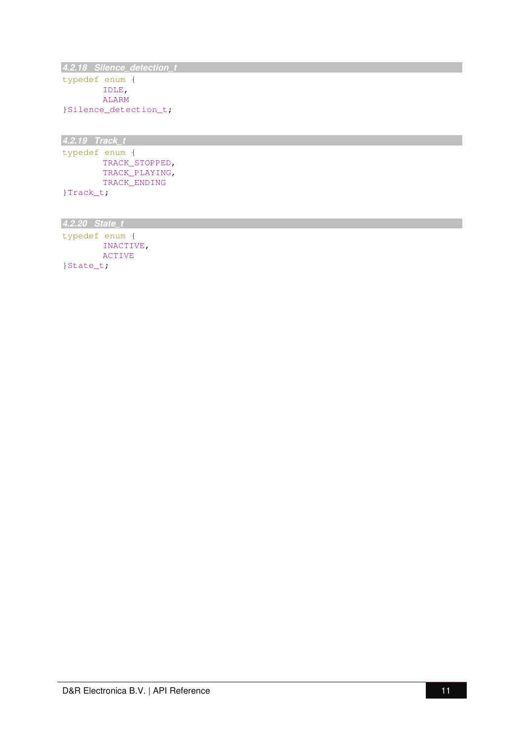### 4.2.18 Silence_detection_t

```
typedef enum {
        IDLE,
        ALARM
}Silence_detection_t;
```

### 4.2.19 Track_t

```
typedef enum {
        TRACK_STOPPED,
        TRACK_PLAYING,
        TRACK_ENDING
}Track_t;
```

### 4.2.20 State_t

```
typedef enum {
        INACTIVE,
        ACTIVE
}State_t;
```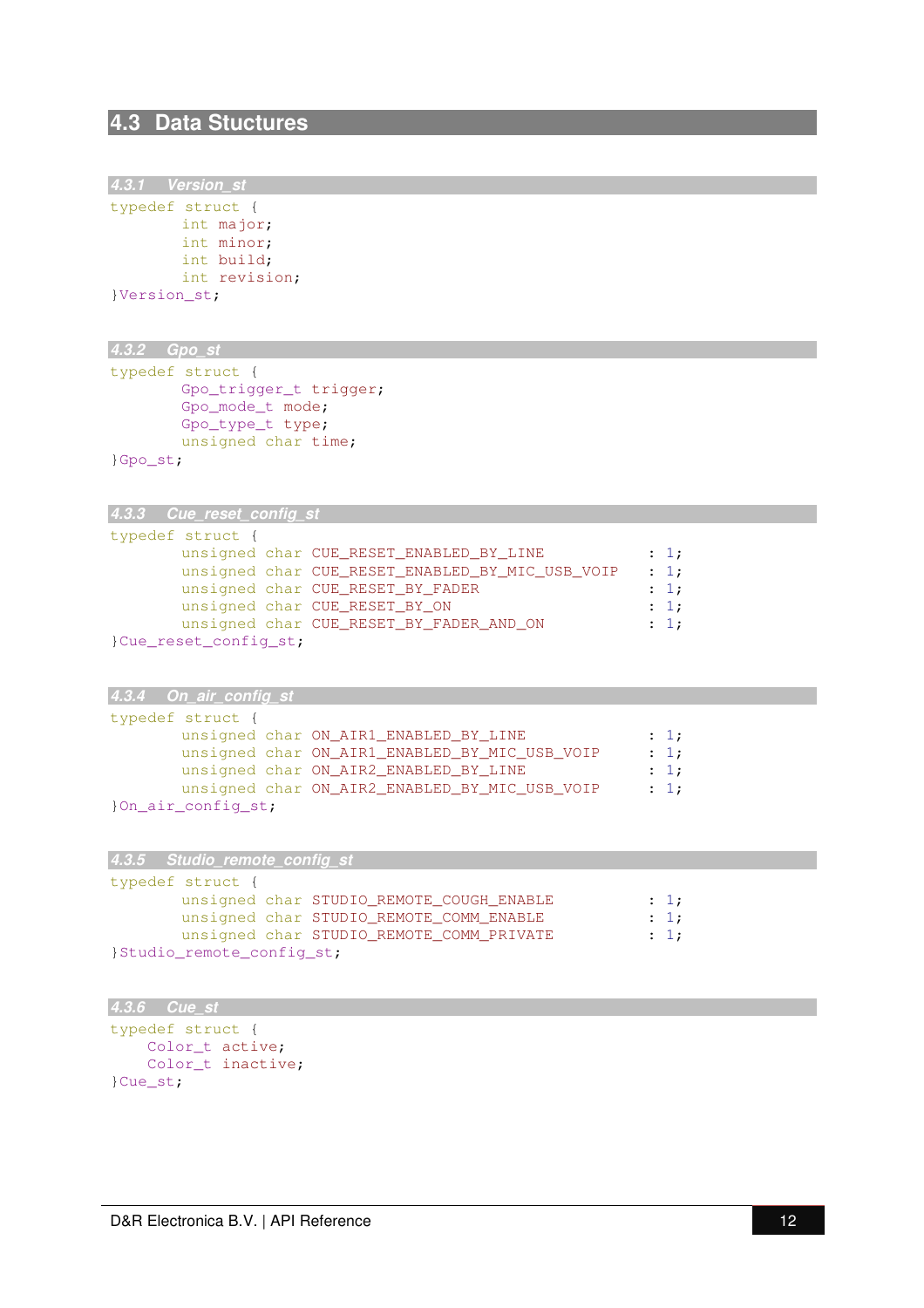## 4.3 Data Stuctures

### 4.3.1 Version_st

```
typedef struct {
        int major;
        int minor;
        int build;
        int revision;
}Version_st;
```

### 4.3.2 Gpo_st

```
typedef struct {
        Gpo_trigger_t trigger;
        Gpo_mode_t mode;
        Gpo_type_t type;
        unsigned char time;
}Gpo_st;
```

### 4.3.3 Cue_reset_config_st

```
typedef struct {
        unsigned char CUE_RESET_ENABLED_BY_LINE              : 1;
        unsigned char CUE_RESET_ENABLED_BY_MIC_USB_VOIP      : 1;
        unsigned char CUE_RESET_BY_FADER                     : 1;
        unsigned char CUE_RESET_BY_ON                        : 1;
        unsigned char CUE_RESET_BY_FADER_AND_ON              : 1;
}Cue_reset_config_st;
```

### 4.3.4 On_air_config_st

```
typedef struct {
        unsigned char ON_AIR1_ENABLED_BY_LINE                : 1;
        unsigned char ON_AIR1_ENABLED_BY_MIC_USB_VOIP        : 1;
        unsigned char ON_AIR2_ENABLED_BY_LINE                : 1;
        unsigned char ON_AIR2_ENABLED_BY_MIC_USB_VOIP        : 1;
}On_air_config_st;
```

### 4.3.5 Studio_remote_config_st

```
typedef struct {
        unsigned char STUDIO_REMOTE_COUGH_ENABLE             : 1;
        unsigned char STUDIO_REMOTE_COMM_ENABLE              : 1;
        unsigned char STUDIO_REMOTE_COMM_PRIVATE             : 1;
}Studio_remote_config_st;
```

### 4.3.6 Cue_st

```
typedef struct {
    Color_t active;
    Color_t inactive;
}Cue_st;
```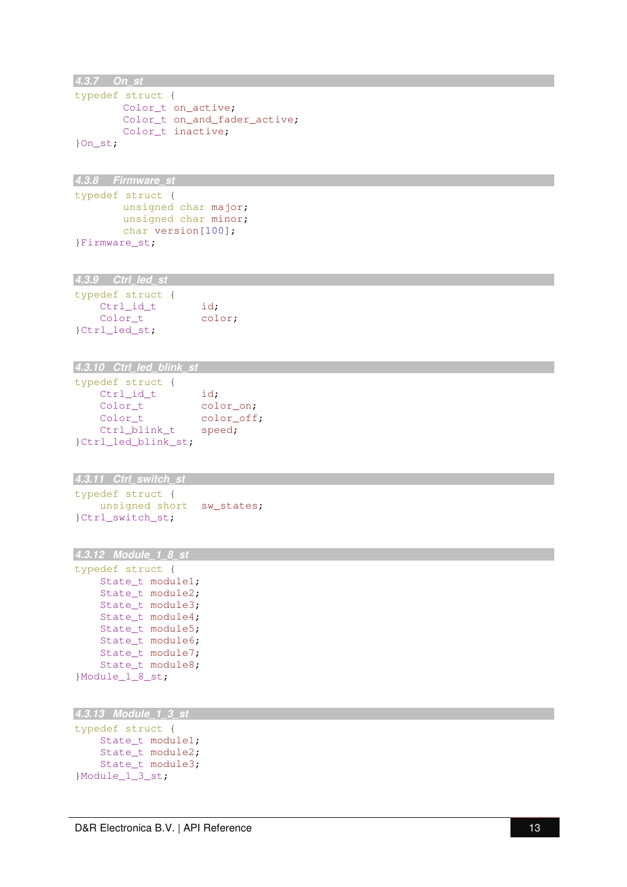### 4.3.7 On_st

```
typedef struct {
        Color_t on_active;
        Color_t on_and_fader_active;
        Color_t inactive;
}On_st;
```

### 4.3.8 Firmware_st

```
typedef struct {
        unsigned char major;
        unsigned char minor;
        char version[100];
}Firmware_st;
```

### 4.3.9 Ctrl_led_st

```
typedef struct {
    Ctrl_id_t       id;
    Color_t         color;
}Ctrl_led_st;
```

### 4.3.10 Ctrl_led_blink_st

```
typedef struct {
    Ctrl_id_t       id;
    Color_t         color_on;
    Color_t         color_off;
    Ctrl_blink_t    speed;
}Ctrl_led_blink_st;
```

### 4.3.11 Ctrl_switch_st

```
typedef struct {
    unsigned short  sw_states;
}Ctrl_switch_st;
```

### 4.3.12 Module_1_8_st

```
typedef struct {
    State_t module1;
    State_t module2;
    State_t module3;
    State_t module4;
    State_t module5;
    State_t module6;
    State_t module7;
    State_t module8;
}Module_1_8_st;
```

### 4.3.13 Module_1_3_st

```
typedef struct {
    State_t module1;
    State_t module2;
    State_t module3;
}Module_1_3_st;
```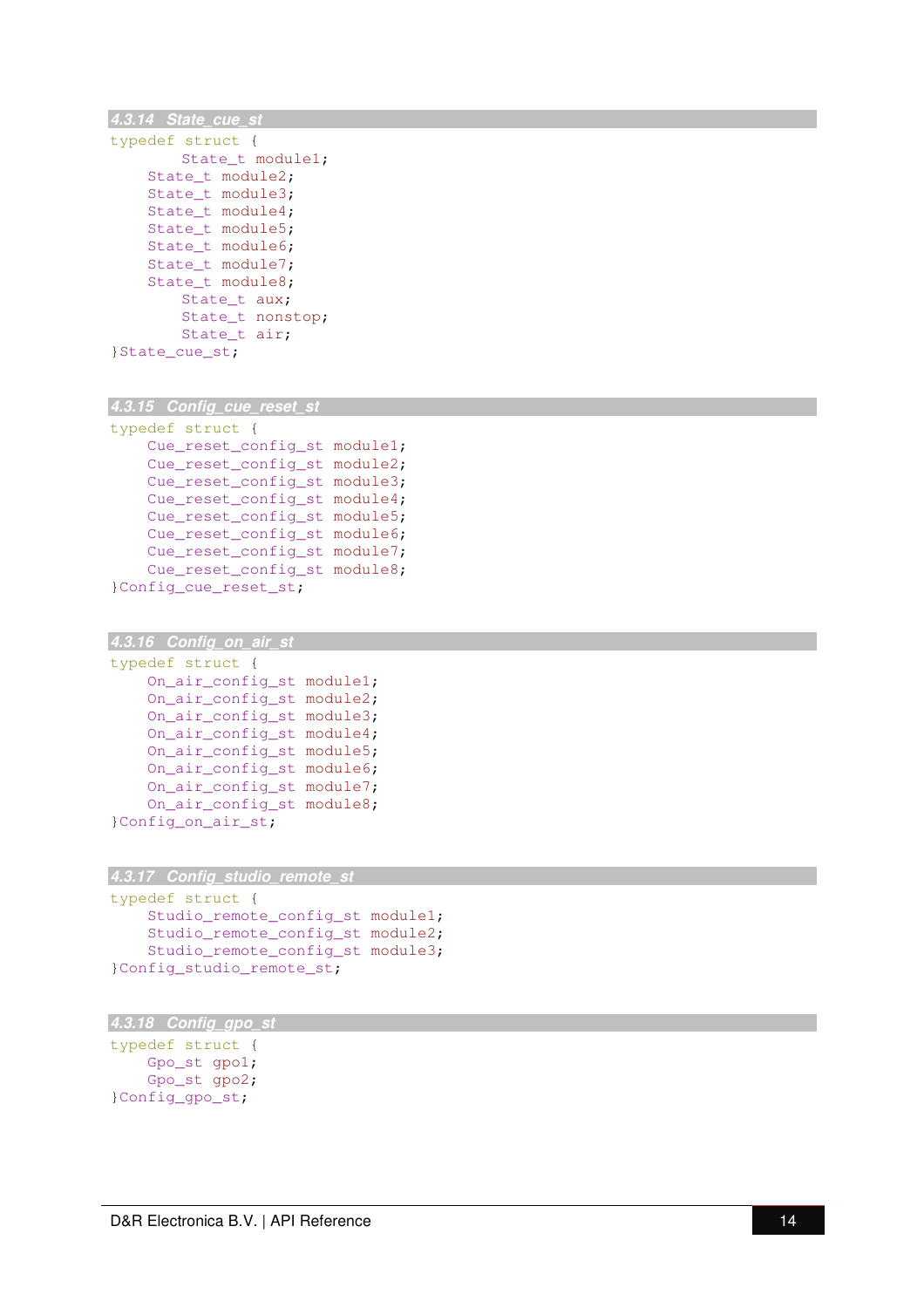### 4.3.14 State_cue_st

```
typedef struct {
        State_t module1;
    State_t module2;
    State_t module3;
    State_t module4;
    State_t module5;
    State_t module6;
    State_t module7;
    State_t module8;
        State_t aux;
        State_t nonstop;
        State_t air;
}State_cue_st;
```

### 4.3.15 Config_cue_reset_st

```
typedef struct {
    Cue_reset_config_st module1;
    Cue_reset_config_st module2;
    Cue_reset_config_st module3;
    Cue_reset_config_st module4;
    Cue_reset_config_st module5;
    Cue_reset_config_st module6;
    Cue_reset_config_st module7;
    Cue_reset_config_st module8;
}Config_cue_reset_st;
```

### 4.3.16 Config_on_air_st

```
typedef struct {
    On_air_config_st module1;
    On_air_config_st module2;
    On_air_config_st module3;
    On_air_config_st module4;
    On_air_config_st module5;
    On_air_config_st module6;
    On_air_config_st module7;
    On_air_config_st module8;
}Config_on_air_st;
```

### 4.3.17 Config_studio_remote_st

```
typedef struct {
    Studio_remote_config_st module1;
    Studio_remote_config_st module2;
    Studio_remote_config_st module3;
}Config_studio_remote_st;
```

### 4.3.18 Config_gpo_st

```
typedef struct {
    Gpo_st gpo1;
    Gpo_st gpo2;
}Config_gpo_st;
```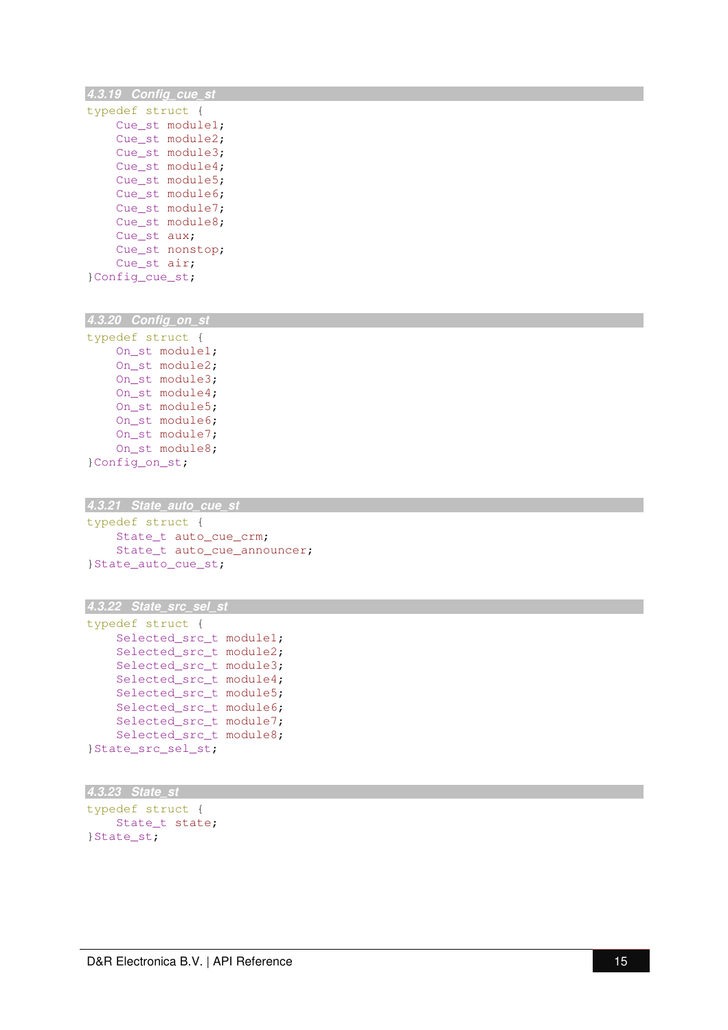### 4.3.19 Config_cue_st

```
typedef struct {
    Cue_st module1;
    Cue_st module2;
    Cue_st module3;
    Cue_st module4;
    Cue_st module5;
    Cue_st module6;
    Cue_st module7;
    Cue_st module8;
    Cue_st aux;
    Cue_st nonstop;
    Cue_st air;
}Config_cue_st;
```

### 4.3.20 Config_on_st

```
typedef struct {
    On_st module1;
    On_st module2;
    On_st module3;
    On_st module4;
    On_st module5;
    On_st module6;
    On_st module7;
    On_st module8;
}Config_on_st;
```

### 4.3.21 State_auto_cue_st

```
typedef struct {
    State_t auto_cue_crm;
    State_t auto_cue_announcer;
}State_auto_cue_st;
```

### 4.3.22 State_src_sel_st

```
typedef struct {
    Selected_src_t module1;
    Selected_src_t module2;
    Selected_src_t module3;
    Selected_src_t module4;
    Selected_src_t module5;
    Selected_src_t module6;
    Selected_src_t module7;
    Selected_src_t module8;
}State_src_sel_st;
```

### 4.3.23 State_st

```
typedef struct {
    State_t state;
}State_st;
```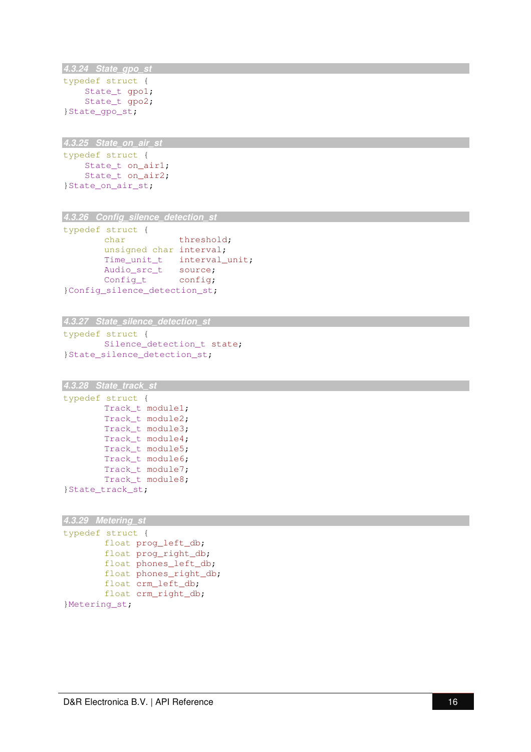#### 4.3.24 State_gpo_st

```
typedef struct {
    State_t gpo1;
    State_t gpo2;
}State_gpo_st;
```

#### 4.3.25 State_on_air_st

```
typedef struct {
    State_t on_air1;
    State_t on_air2;
}State_on_air_st;
```

#### 4.3.26 Config_silence_detection_st

```
typedef struct {
        char          threshold;
        unsigned char interval;
        Time_unit_t   interval_unit;
        Audio_src_t   source;
        Config_t      config;
}Config_silence_detection_st;
```

#### 4.3.27 State_silence_detection_st

```
typedef struct {
        Silence_detection_t state;
}State_silence_detection_st;
```

#### 4.3.28 State_track_st

```
typedef struct {
        Track_t module1;
        Track_t module2;
        Track_t module3;
        Track_t module4;
        Track_t module5;
        Track_t module6;
        Track_t module7;
        Track_t module8;
}State_track_st;
```

#### 4.3.29 Metering_st

```
typedef struct {
        float prog_left_db;
        float prog_right_db;
        float phones_left_db;
        float phones_right_db;
        float crm_left_db;
        float crm_right_db;
}Metering_st;
```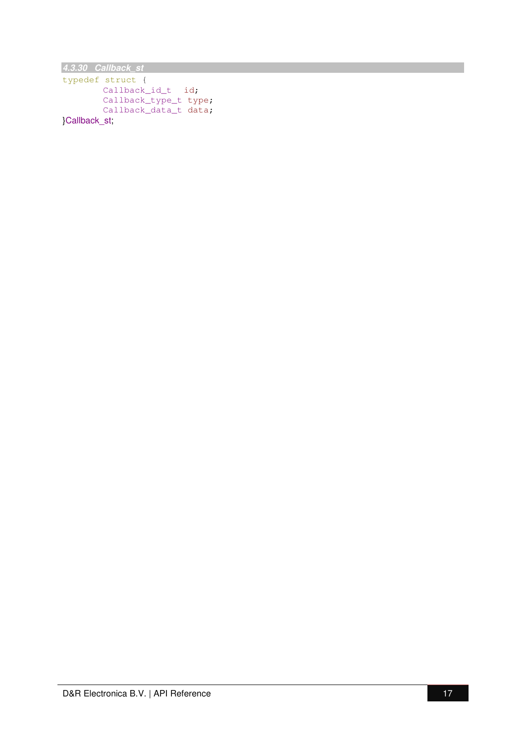#### 4.3.30 Callback_st

```
typedef struct {
        Callback_id_t   id;
        Callback_type_t type;
        Callback_data_t data;
}Callback_st;
```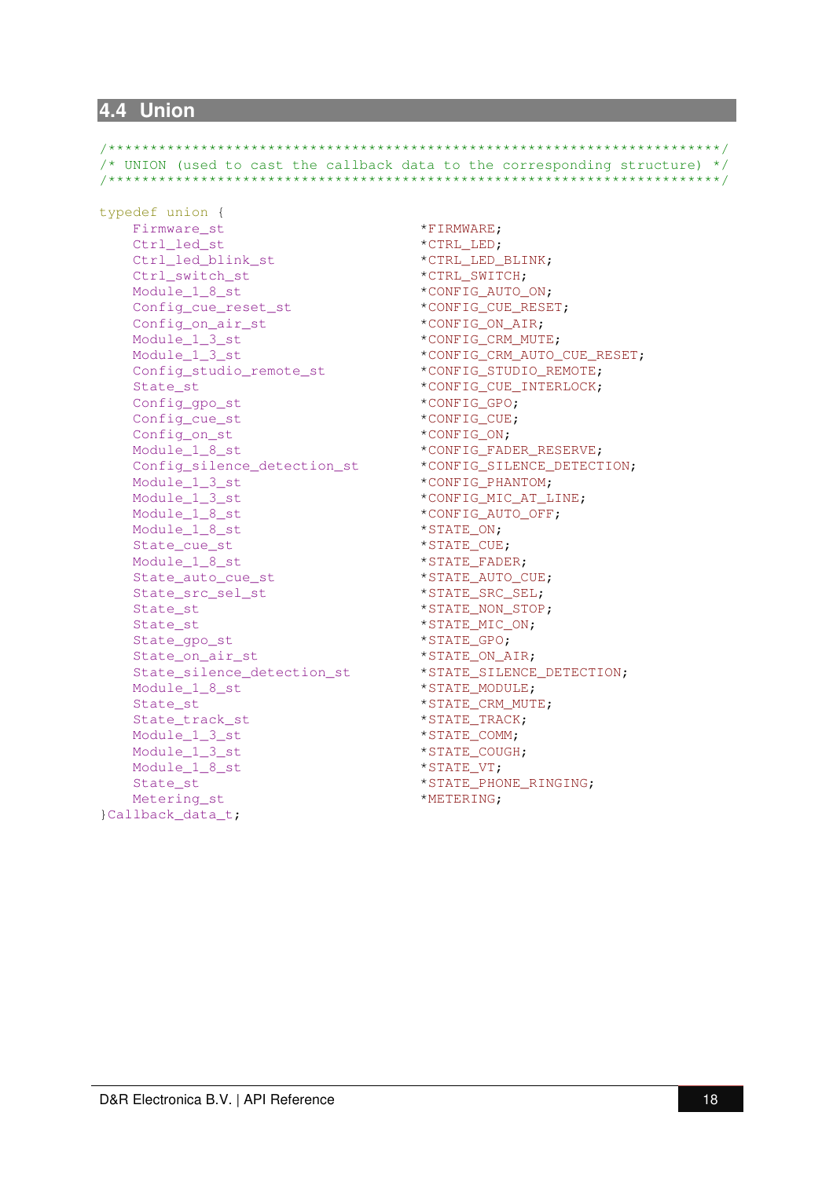## 4.4 Union

```
/***************************************************************************/
/* UNION (used to cast the callback data to the corresponding structure) */
/***************************************************************************/

typedef union {
    Firmware_st                      *FIRMWARE;
    Ctrl_led_st                      *CTRL_LED;
    Ctrl_led_blink_st                *CTRL_LED_BLINK;
    Ctrl_switch_st                   *CTRL_SWITCH;
    Module_1_8_st                    *CONFIG_AUTO_ON;
    Config_cue_reset_st              *CONFIG_CUE_RESET;
    Config_on_air_st                 *CONFIG_ON_AIR;
    Module_1_3_st                    *CONFIG_CRM_MUTE;
    Module_1_3_st                    *CONFIG_CRM_AUTO_CUE_RESET;
    Config_studio_remote_st          *CONFIG_STUDIO_REMOTE;
    State_st                         *CONFIG_CUE_INTERLOCK;
    Config_gpo_st                    *CONFIG_GPO;
    Config_cue_st                    *CONFIG_CUE;
    Config_on_st                     *CONFIG_ON;
    Module_1_8_st                    *CONFIG_FADER_RESERVE;
    Config_silence_detection_st      *CONFIG_SILENCE_DETECTION;
    Module_1_3_st                    *CONFIG_PHANTOM;
    Module_1_3_st                    *CONFIG_MIC_AT_LINE;
    Module_1_8_st                    *CONFIG_AUTO_OFF;
    Module_1_8_st                    *STATE_ON;
    State_cue_st                     *STATE_CUE;
    Module_1_8_st                    *STATE_FADER;
    State_auto_cue_st                *STATE_AUTO_CUE;
    State_src_sel_st                 *STATE_SRC_SEL;
    State_st                         *STATE_NON_STOP;
    State_st                         *STATE_MIC_ON;
    State_gpo_st                     *STATE_GPO;
    State_on_air_st                  *STATE_ON_AIR;
    State_silence_detection_st       *STATE_SILENCE_DETECTION;
    Module_1_8_st                    *STATE_MODULE;
    State_st                         *STATE_CRM_MUTE;
    State_track_st                   *STATE_TRACK;
    Module_1_3_st                    *STATE_COMM;
    Module_1_3_st                    *STATE_COUGH;
    Module_1_8_st                    *STATE_VT;
    State_st                         *STATE_PHONE_RINGING;
    Metering_st                      *METERING;
}Callback_data_t;
```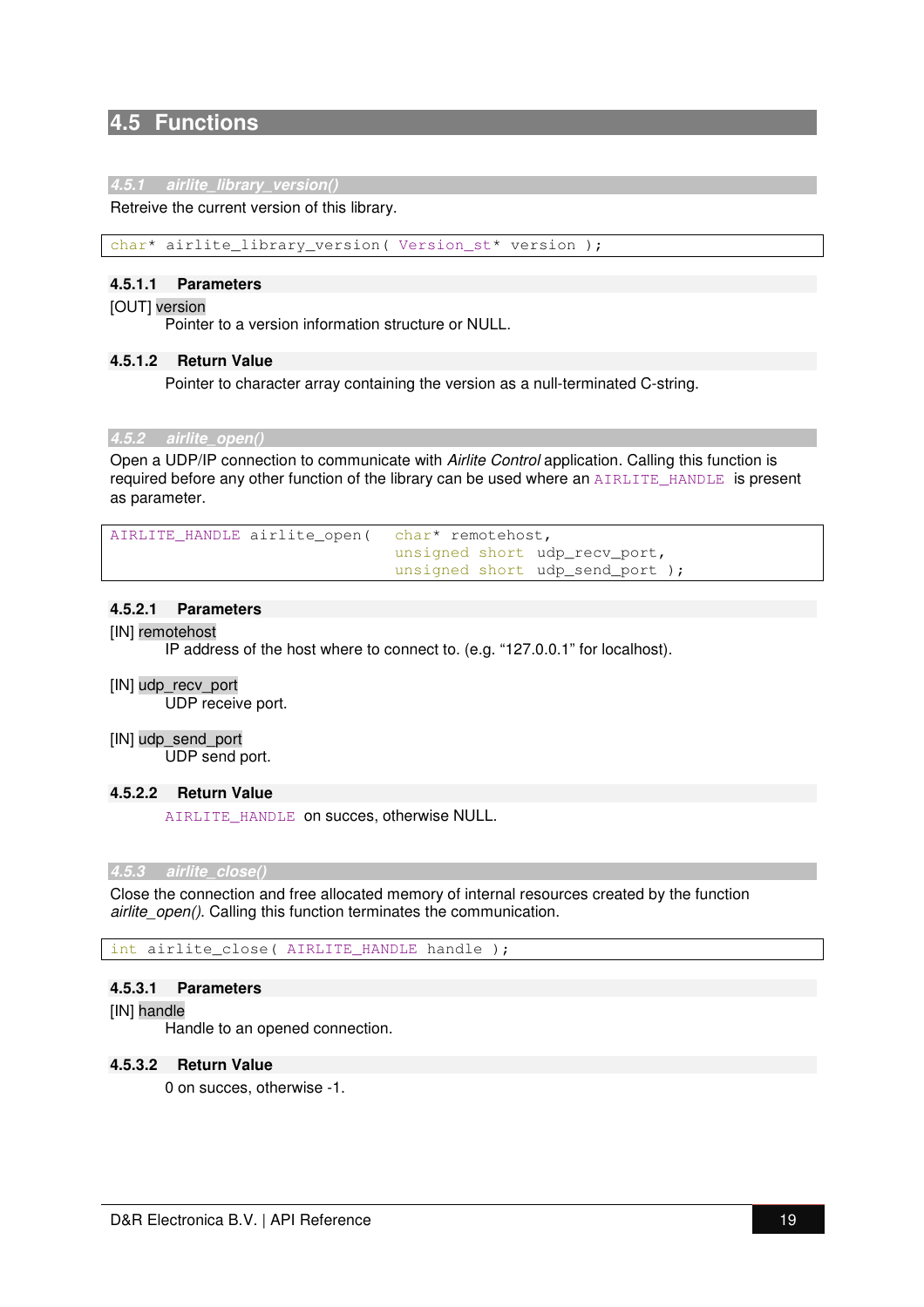# 4.5 Functions

## 4.5.1 airlite_library_version()

Retreive the current version of this library.

```
char* airlite_library_version( Version_st* version );
```

### 4.5.1.1 Parameters

[OUT] version
Pointer to a version information structure or NULL.

### 4.5.1.2 Return Value

Pointer to character array containing the version as a null-terminated C-string.

## 4.5.2 airlite_open()

Open a UDP/IP connection to communicate with *Airlite Control* application. Calling this function is required before any other function of the library can be used where an `AIRLITE_HANDLE` is present as parameter.

```
AIRLITE_HANDLE airlite_open(   char* remotehost,
                               unsigned short udp_recv_port,
                               unsigned short udp_send_port );
```

### 4.5.2.1 Parameters

[IN] remotehost
IP address of the host where to connect to. (e.g. “127.0.0.1” for localhost).

[IN] udp_recv_port
UDP receive port.

[IN] udp_send_port
UDP send port.

### 4.5.2.2 Return Value

`AIRLITE_HANDLE` on succes, otherwise NULL.

## 4.5.3 airlite_close()

Close the connection and free allocated memory of internal resources created by the function *airlite_open()*. Calling this function terminates the communication.

```
int airlite_close( AIRLITE_HANDLE handle );
```

### 4.5.3.1 Parameters

[IN] handle
Handle to an opened connection.

### 4.5.3.2 Return Value

0 on succes, otherwise -1.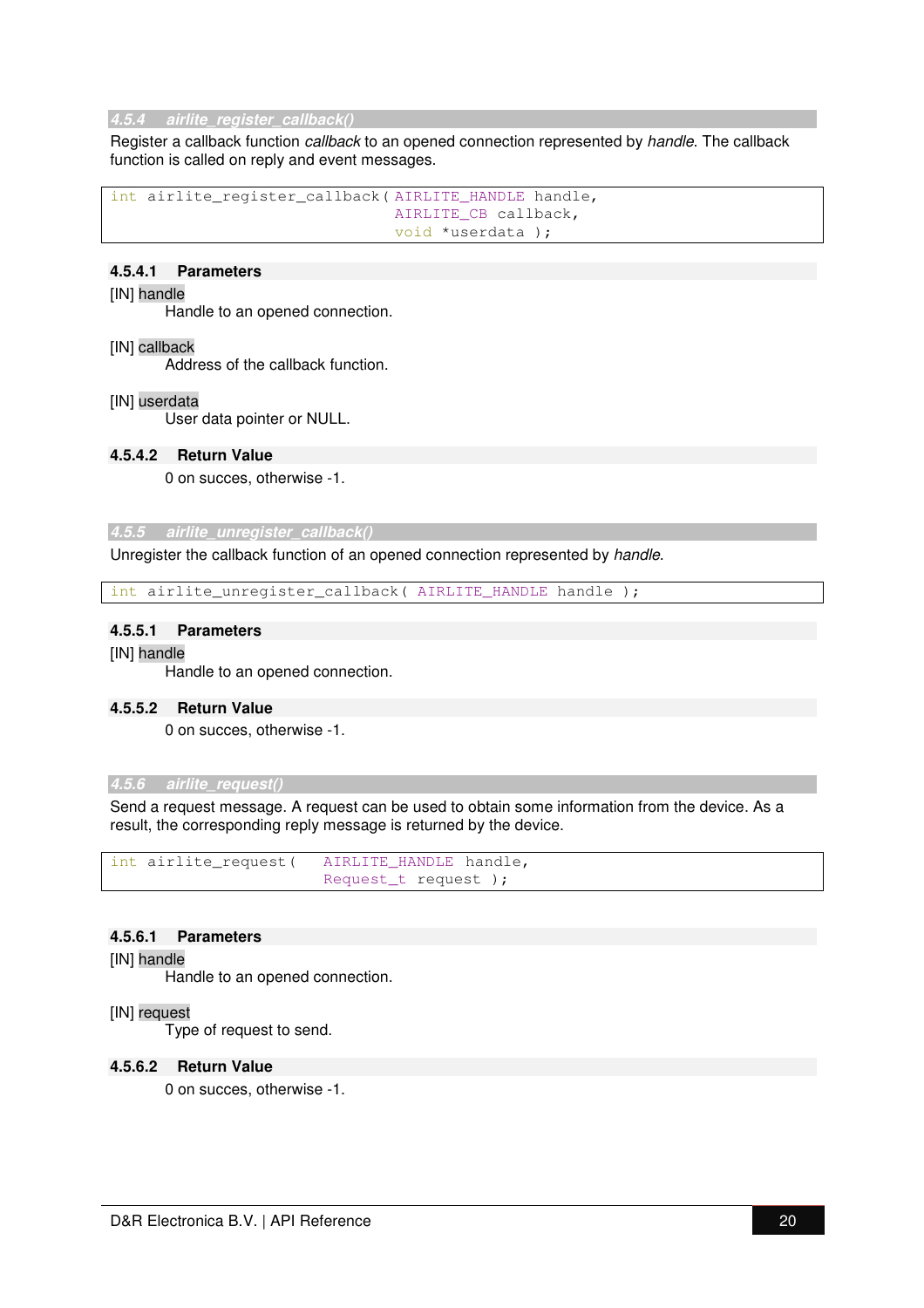### 4.5.4 airlite_register_callback()

Register a callback function *callback* to an opened connection represented by *handle*. The callback function is called on reply and event messages.

```
int airlite_register_callback( AIRLITE_HANDLE handle,
                               AIRLITE_CB callback,
                               void *userdata );
```

#### 4.5.4.1 Parameters

[IN] handle
Handle to an opened connection.

[IN] callback
Address of the callback function.

[IN] userdata
User data pointer or NULL.

#### 4.5.4.2 Return Value

0 on succes, otherwise -1.

### 4.5.5 airlite_unregister_callback()

Unregister the callback function of an opened connection represented by *handle*.

```
int airlite_unregister_callback( AIRLITE_HANDLE handle );
```

#### 4.5.5.1 Parameters

[IN] handle
Handle to an opened connection.

#### 4.5.5.2 Return Value

0 on succes, otherwise -1.

### 4.5.6 airlite_request()

Send a request message. A request can be used to obtain some information from the device. As a result, the corresponding reply message is returned by the device.

```
int airlite_request(   AIRLITE_HANDLE handle,
                       Request_t request );
```

#### 4.5.6.1 Parameters

[IN] handle
Handle to an opened connection.

[IN] request
Type of request to send.

#### 4.5.6.2 Return Value

0 on succes, otherwise -1.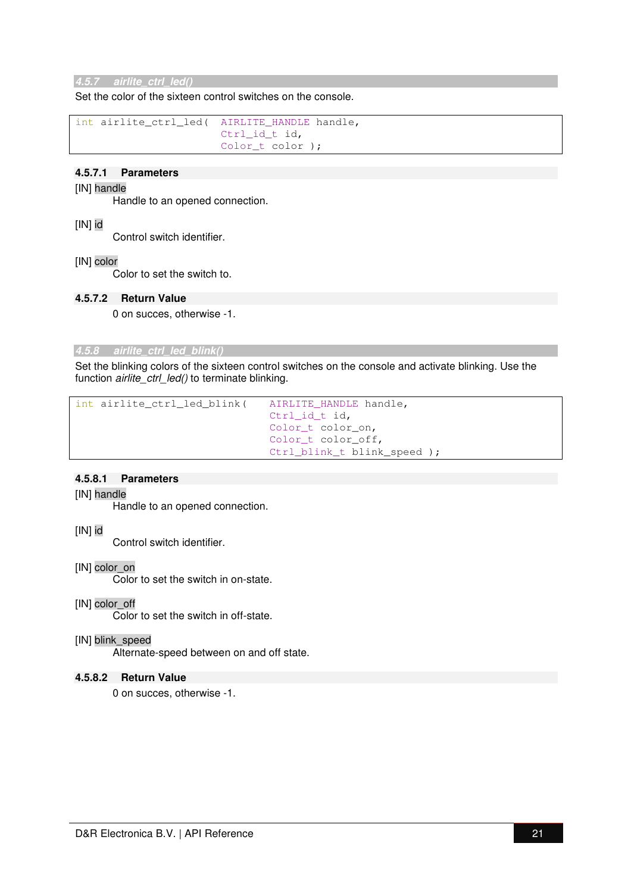### 4.5.7 airlite_ctrl_led()

Set the color of the sixteen control switches on the console.

```
int airlite_ctrl_led(  AIRLITE_HANDLE handle,
                       Ctrl_id_t id,
                       Color_t color );
```

#### 4.5.7.1 Parameters

[IN] handle
    Handle to an opened connection.

[IN] id
    Control switch identifier.

[IN] color
    Color to set the switch to.

#### 4.5.7.2 Return Value

0 on succes, otherwise -1.

### 4.5.8 airlite_ctrl_led_blink()

Set the blinking colors of the sixteen control switches on the console and activate blinking. Use the function *airlite_ctrl_led()* to terminate blinking.

```
int airlite_ctrl_led_blink(    AIRLITE_HANDLE handle,
                               Ctrl_id_t id,
                               Color_t color_on,
                               Color_t color_off,
                               Ctrl_blink_t blink_speed );
```

#### 4.5.8.1 Parameters

[IN] handle
    Handle to an opened connection.

[IN] id
    Control switch identifier.

[IN] color_on
    Color to set the switch in on-state.

[IN] color_off
    Color to set the switch in off-state.

[IN] blink_speed
    Alternate-speed between on and off state.

#### 4.5.8.2 Return Value

0 on succes, otherwise -1.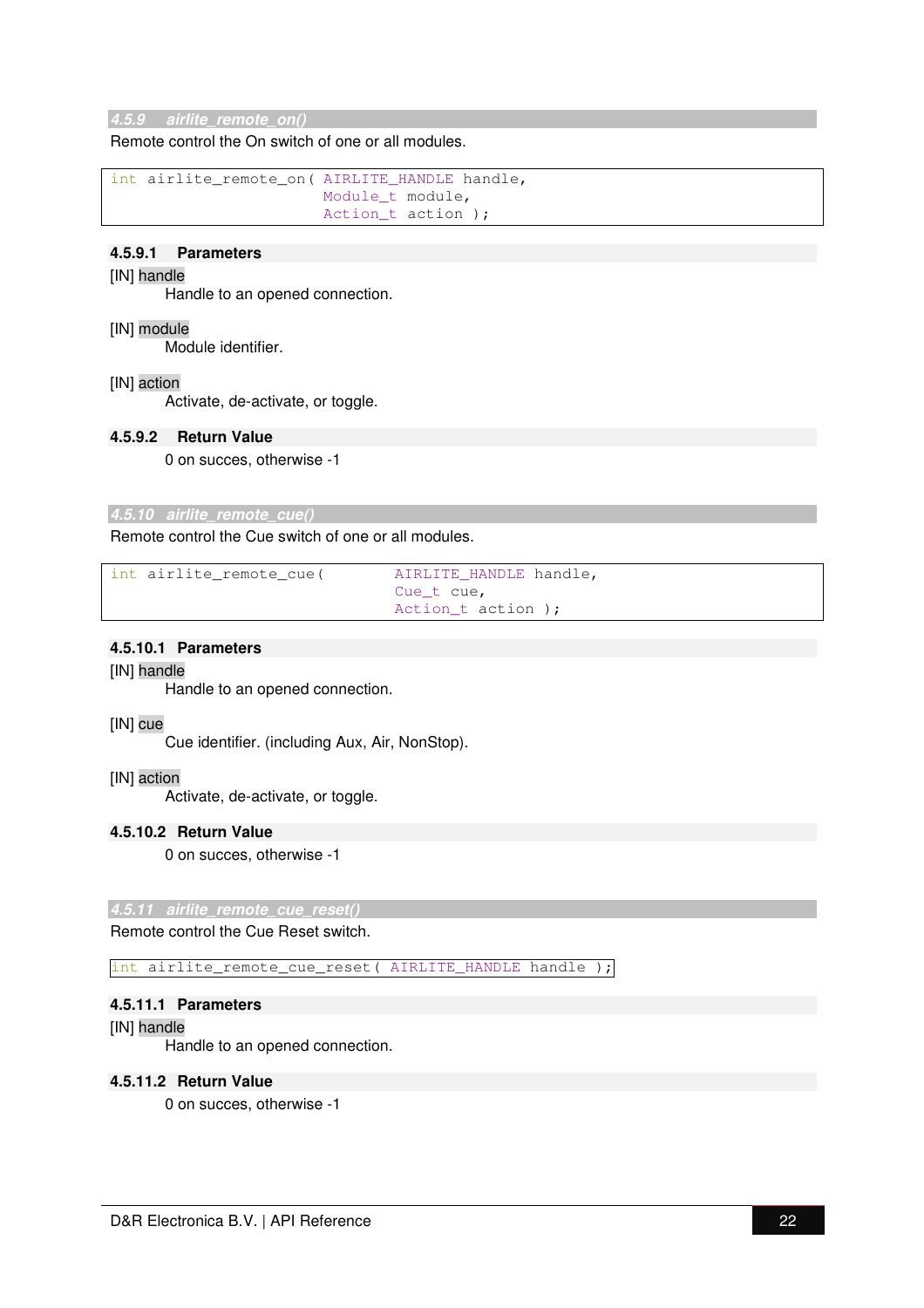### 4.5.9 airlite_remote_on()

Remote control the On switch of one or all modules.

```
int airlite_remote_on( AIRLITE_HANDLE handle,
                       Module_t module,
                       Action_t action );
```

#### 4.5.9.1 Parameters

[IN] handle

Handle to an opened connection.

[IN] module

Module identifier.

[IN] action

Activate, de-activate, or toggle.

#### 4.5.9.2 Return Value

0 on succes, otherwise -1

### 4.5.10 airlite_remote_cue()

Remote control the Cue switch of one or all modules.

```
int airlite_remote_cue(        AIRLITE_HANDLE handle,
                               Cue_t cue,
                               Action_t action );
```

#### 4.5.10.1 Parameters

[IN] handle

Handle to an opened connection.

[IN] cue

Cue identifier. (including Aux, Air, NonStop).

[IN] action

Activate, de-activate, or toggle.

#### 4.5.10.2 Return Value

0 on succes, otherwise -1

### 4.5.11 airlite_remote_cue_reset()

Remote control the Cue Reset switch.

```
int airlite_remote_cue_reset( AIRLITE_HANDLE handle );
```

#### 4.5.11.1 Parameters

[IN] handle

Handle to an opened connection.

#### 4.5.11.2 Return Value

0 on succes, otherwise -1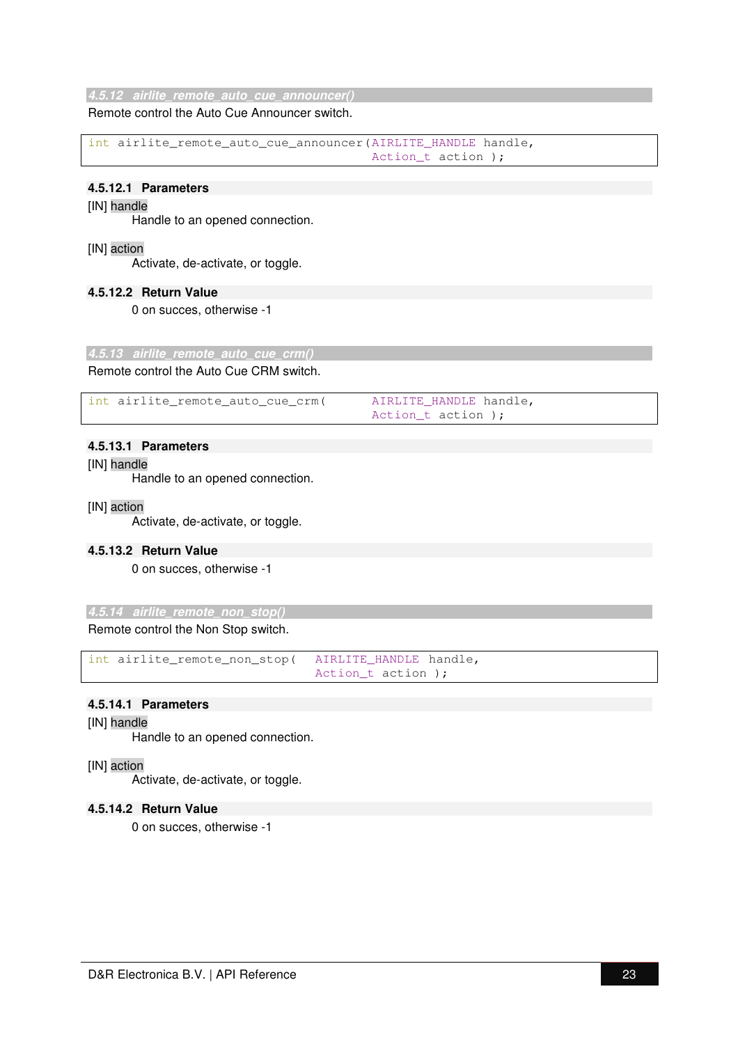### 4.5.12 airlite_remote_auto_cue_announcer()

Remote control the Auto Cue Announcer switch.

```
int airlite_remote_auto_cue_announcer(AIRLITE_HANDLE handle,
                                      Action_t action );
```

#### 4.5.12.1 Parameters

[IN] handle

Handle to an opened connection.

[IN] action

Activate, de-activate, or toggle.

#### 4.5.12.2 Return Value

0 on succes, otherwise -1

### 4.5.13 airlite_remote_auto_cue_crm()

Remote control the Auto Cue CRM switch.

```
int airlite_remote_auto_cue_crm(      AIRLITE_HANDLE handle,
                                      Action_t action );
```

#### 4.5.13.1 Parameters

[IN] handle

Handle to an opened connection.

[IN] action

Activate, de-activate, or toggle.

#### 4.5.13.2 Return Value

0 on succes, otherwise -1

### 4.5.14 airlite_remote_non_stop()

Remote control the Non Stop switch.

```
int airlite_remote_non_stop(  AIRLITE_HANDLE handle,
                              Action_t action );
```

#### 4.5.14.1 Parameters

[IN] handle

Handle to an opened connection.

[IN] action

Activate, de-activate, or toggle.

#### 4.5.14.2 Return Value

0 on succes, otherwise -1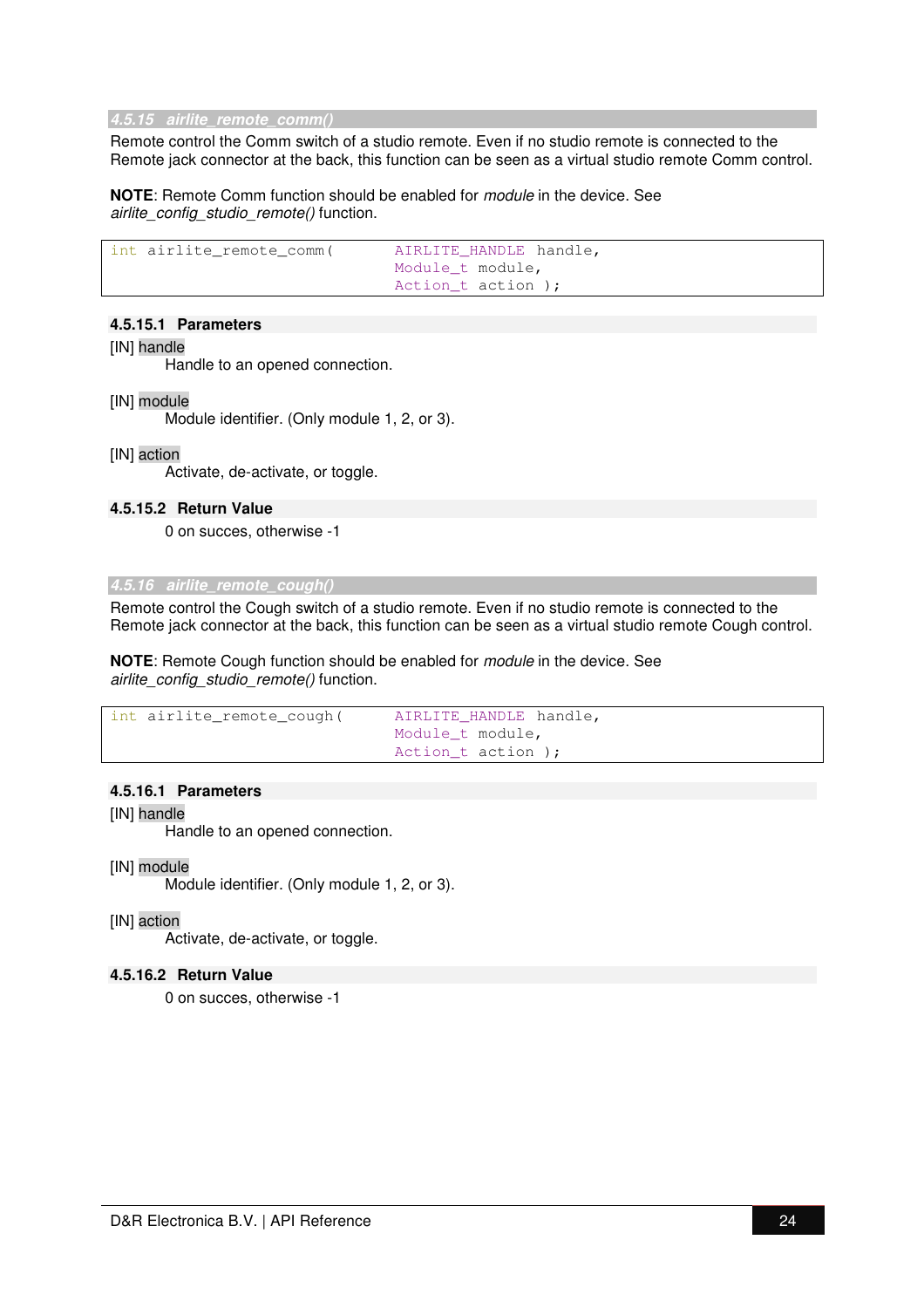### 4.5.15 airlite_remote_comm()

Remote control the Comm switch of a studio remote. Even if no studio remote is connected to the Remote jack connector at the back, this function can be seen as a virtual studio remote Comm control.

**NOTE**: Remote Comm function should be enabled for *module* in the device. See *airlite_config_studio_remote()* function.

```
int airlite_remote_comm(        AIRLITE_HANDLE handle,
                                Module_t module,
                                Action_t action );
```

#### 4.5.15.1 Parameters

[IN] handle

Handle to an opened connection.

[IN] module

Module identifier. (Only module 1, 2, or 3).

[IN] action

Activate, de-activate, or toggle.

#### 4.5.15.2 Return Value

0 on succes, otherwise -1

### 4.5.16 airlite_remote_cough()

Remote control the Cough switch of a studio remote. Even if no studio remote is connected to the Remote jack connector at the back, this function can be seen as a virtual studio remote Cough control.

**NOTE**: Remote Cough function should be enabled for *module* in the device. See *airlite_config_studio_remote()* function.

```
int airlite_remote_cough(       AIRLITE_HANDLE handle,
                                Module_t module,
                                Action_t action );
```

#### 4.5.16.1 Parameters

[IN] handle

Handle to an opened connection.

[IN] module

Module identifier. (Only module 1, 2, or 3).

[IN] action

Activate, de-activate, or toggle.

#### 4.5.16.2 Return Value

0 on succes, otherwise -1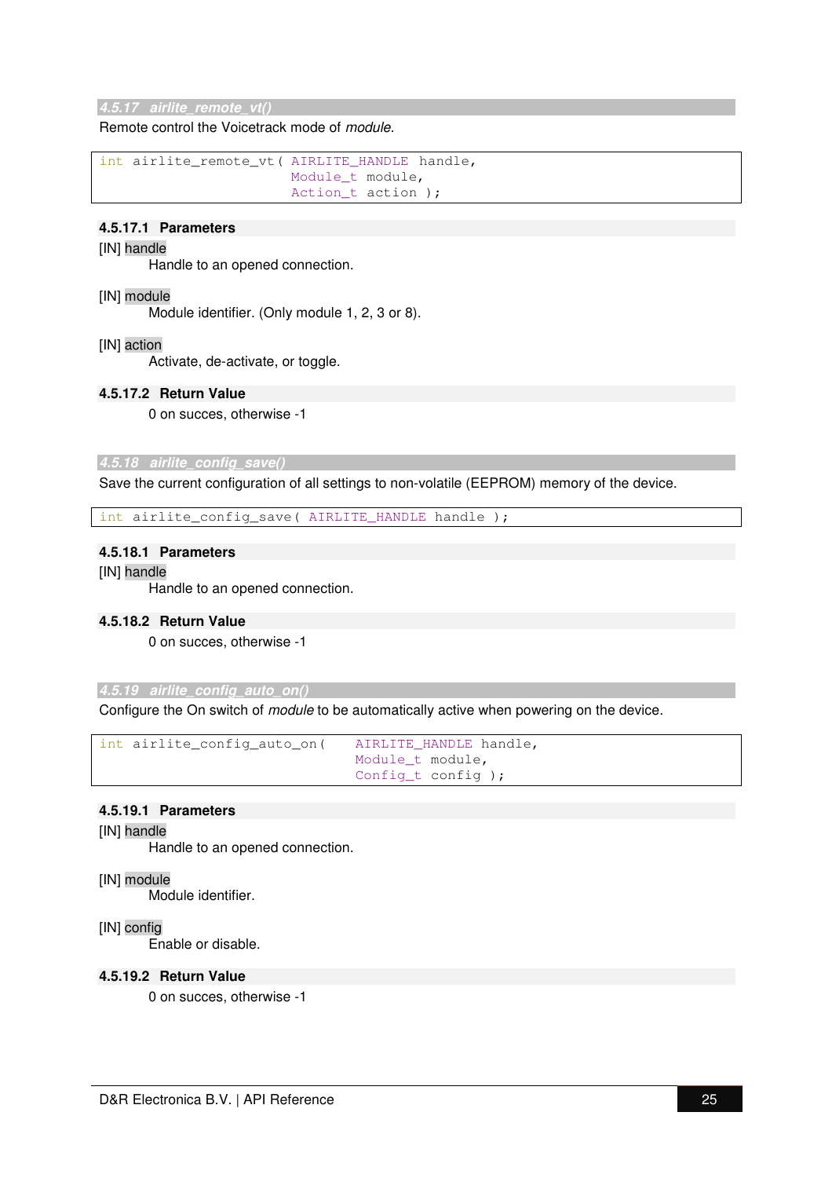### *4.5.17 airlite_remote_vt()*

Remote control the Voicetrack mode of *module*.

```
int airlite_remote_vt( AIRLITE_HANDLE handle,
                       Module_t module,
                       Action_t action );
```

#### 4.5.17.1 Parameters

[IN] handle

Handle to an opened connection.

[IN] module

Module identifier. (Only module 1, 2, 3 or 8).

[IN] action

Activate, de-activate, or toggle.

#### 4.5.17.2 Return Value

0 on succes, otherwise -1

### *4.5.18 airlite_config_save()*

Save the current configuration of all settings to non-volatile (EEPROM) memory of the device.

```
int airlite_config_save( AIRLITE_HANDLE handle );
```

#### 4.5.18.1 Parameters

[IN] handle

Handle to an opened connection.

#### 4.5.18.2 Return Value

0 on succes, otherwise -1

### *4.5.19 airlite_config_auto_on()*

Configure the On switch of *module* to be automatically active when powering on the device.

```
int airlite_config_auto_on(    AIRLITE_HANDLE handle,
                               Module_t module,
                               Config_t config );
```

#### 4.5.19.1 Parameters

[IN] handle

Handle to an opened connection.

[IN] module

Module identifier.

[IN] config

Enable or disable.

#### 4.5.19.2 Return Value

0 on succes, otherwise -1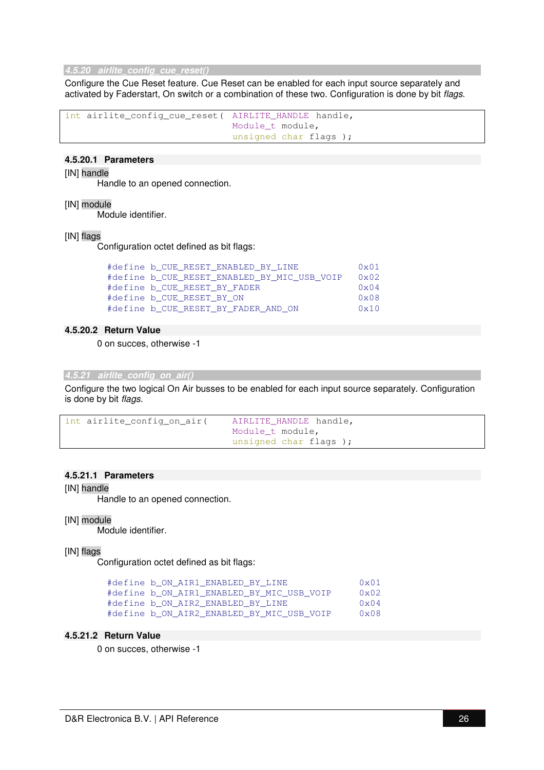### 4.5.20 airlite_config_cue_reset()

Configure the Cue Reset feature. Cue Reset can be enabled for each input source separately and activated by Faderstart, On switch or a combination of these two. Configuration is done by bit *flags*.

```
int airlite_config_cue_reset( AIRLITE_HANDLE handle,
                              Module_t module,
                              unsigned char flags );
```

#### 4.5.20.1 Parameters

[IN] handle
    Handle to an opened connection.

[IN] module
    Module identifier.

[IN] flags
    Configuration octet defined as bit flags:

```
#define b_CUE_RESET_ENABLED_BY_LINE             0x01
#define b_CUE_RESET_ENABLED_BY_MIC_USB_VOIP     0x02
#define b_CUE_RESET_BY_FADER                    0x04
#define b_CUE_RESET_BY_ON                       0x08
#define b_CUE_RESET_BY_FADER_AND_ON             0x10
```

#### 4.5.20.2 Return Value

0 on succes, otherwise -1

### 4.5.21 airlite_config_on_air()

Configure the two logical On Air busses to be enabled for each input source separately. Configuration is done by bit *flags*.

```
int airlite_config_on_air(    AIRLITE_HANDLE handle,
                              Module_t module,
                              unsigned char flags );
```

#### 4.5.21.1 Parameters

[IN] handle
    Handle to an opened connection.

[IN] module
    Module identifier.

[IN] flags
    Configuration octet defined as bit flags:

```
#define b_ON_AIR1_ENABLED_BY_LINE             0x01
#define b_ON_AIR1_ENABLED_BY_MIC_USB_VOIP     0x02
#define b_ON_AIR2_ENABLED_BY_LINE             0x04
#define b_ON_AIR2_ENABLED_BY_MIC_USB_VOIP     0x08
```

#### 4.5.21.2 Return Value

0 on succes, otherwise -1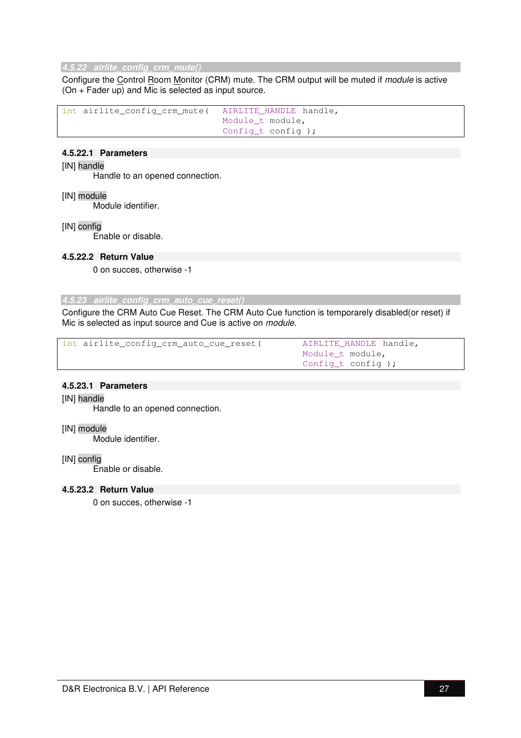### 4.5.22 airlite_config_crm_mute()

Configure the Control Room Monitor (CRM) mute. The CRM output will be muted if *module* is active (On + Fader up) and Mic is selected as input source.

```
int airlite_config_crm_mute(  AIRLITE_HANDLE handle,
                              Module_t module,
                              Config_t config );
```

#### 4.5.22.1 Parameters

[IN] handle
    Handle to an opened connection.

[IN] module
    Module identifier.

[IN] config
    Enable or disable.

#### 4.5.22.2 Return Value

0 on succes, otherwise -1

### 4.5.23 airlite_config_crm_auto_cue_reset()

Configure the CRM Auto Cue Reset. The CRM Auto Cue function is temporarely disabled(or reset) if Mic is selected as input source and Cue is active on *module*.

```
int airlite_config_crm_auto_cue_reset(      AIRLITE_HANDLE handle,
                                            Module_t module,
                                            Config_t config );
```

#### 4.5.23.1 Parameters

[IN] handle
    Handle to an opened connection.

[IN] module
    Module identifier.

[IN] config
    Enable or disable.

#### 4.5.23.2 Return Value

0 on succes, otherwise -1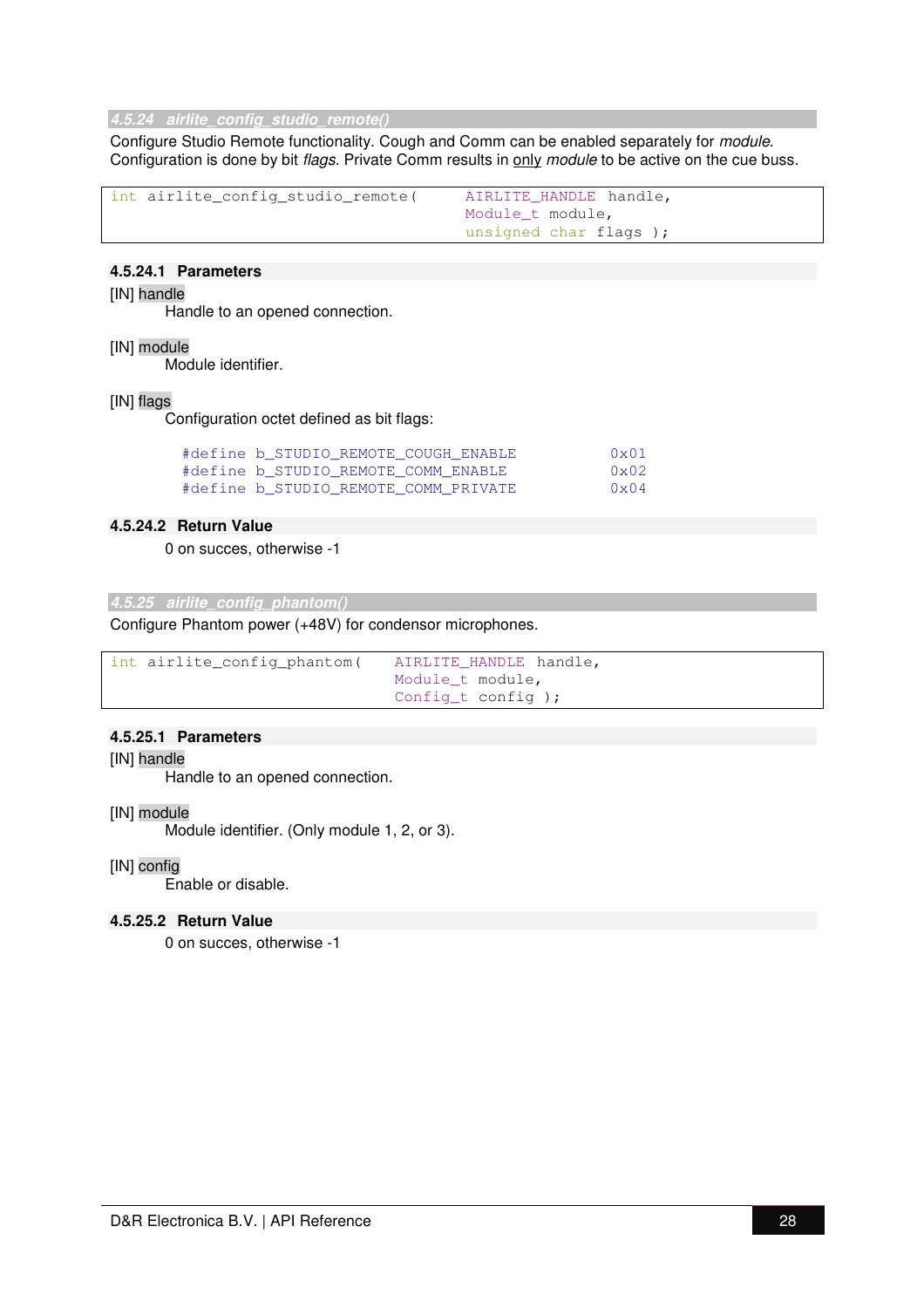### 4.5.24 airlite_config_studio_remote()

Configure Studio Remote functionality. Cough and Comm can be enabled separately for *module*. Configuration is done by bit *flags*. Private Comm results in only *module* to be active on the cue buss.

```
int airlite_config_studio_remote(     AIRLITE_HANDLE handle,
                                      Module_t module,
                                      unsigned char flags );
```

#### 4.5.24.1 Parameters

[IN] handle
Handle to an opened connection.

[IN] module
Module identifier.

[IN] flags
Configuration octet defined as bit flags:

```
#define b_STUDIO_REMOTE_COUGH_ENABLE          0x01
#define b_STUDIO_REMOTE_COMM_ENABLE           0x02
#define b_STUDIO_REMOTE_COMM_PRIVATE          0x04
```

#### 4.5.24.2 Return Value

0 on succes, otherwise -1

### 4.5.25 airlite_config_phantom()

Configure Phantom power (+48V) for condensor microphones.

```
int airlite_config_phantom(    AIRLITE_HANDLE handle,
                               Module_t module,
                               Config_t config );
```

#### 4.5.25.1 Parameters

[IN] handle
Handle to an opened connection.

[IN] module
Module identifier. (Only module 1, 2, or 3).

[IN] config
Enable or disable.

#### 4.5.25.2 Return Value

0 on succes, otherwise -1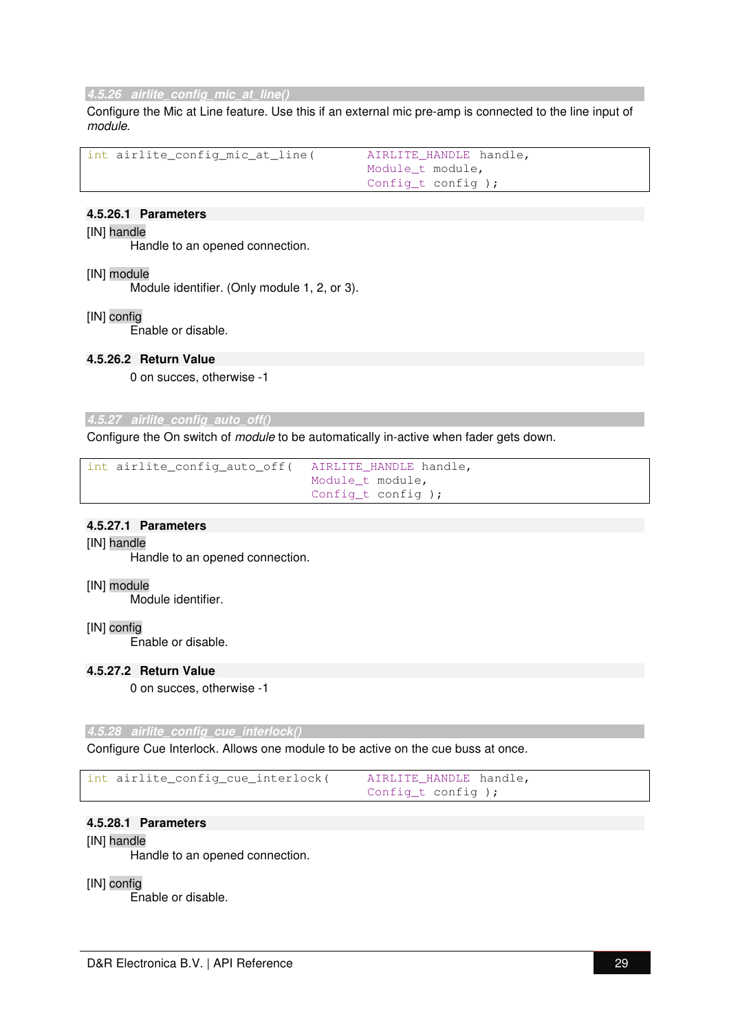### *4.5.26 airlite_config_mic_at_line()*

Configure the Mic at Line feature. Use this if an external mic pre-amp is connected to the line input of *module*.

```
int airlite_config_mic_at_line(       AIRLITE_HANDLE handle,
                                      Module_t module,
                                      Config_t config );
```

#### 4.5.26.1 Parameters

[IN] handle
Handle to an opened connection.

[IN] module
Module identifier. (Only module 1, 2, or 3).

[IN] config
Enable or disable.

#### 4.5.26.2 Return Value

0 on succes, otherwise -1

### *4.5.27 airlite_config_auto_off()*

Configure the On switch of *module* to be automatically in-active when fader gets down.

```
int airlite_config_auto_off(   AIRLITE_HANDLE handle,
                               Module_t module,
                               Config_t config );
```

#### 4.5.27.1 Parameters

[IN] handle
Handle to an opened connection.

[IN] module
Module identifier.

[IN] config
Enable or disable.

#### 4.5.27.2 Return Value

0 on succes, otherwise -1

### *4.5.28 airlite_config_cue_interlock()*

Configure Cue Interlock. Allows one module to be active on the cue buss at once.

```
int airlite_config_cue_interlock(     AIRLITE_HANDLE handle,
                                      Config_t config );
```

#### 4.5.28.1 Parameters

[IN] handle
Handle to an opened connection.

[IN] config
Enable or disable.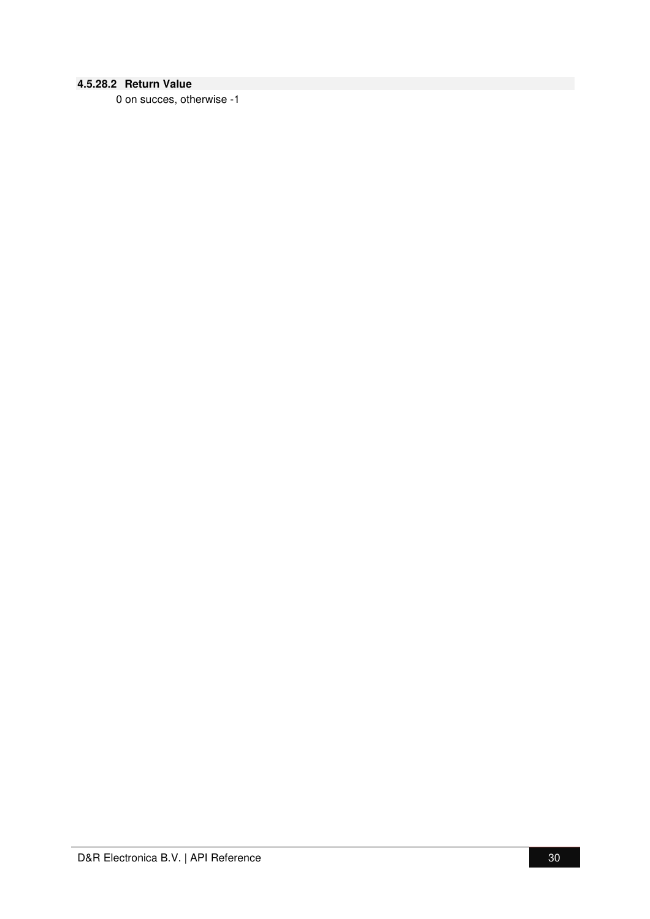#### 4.5.28.2 Return Value

0 on succes, otherwise -1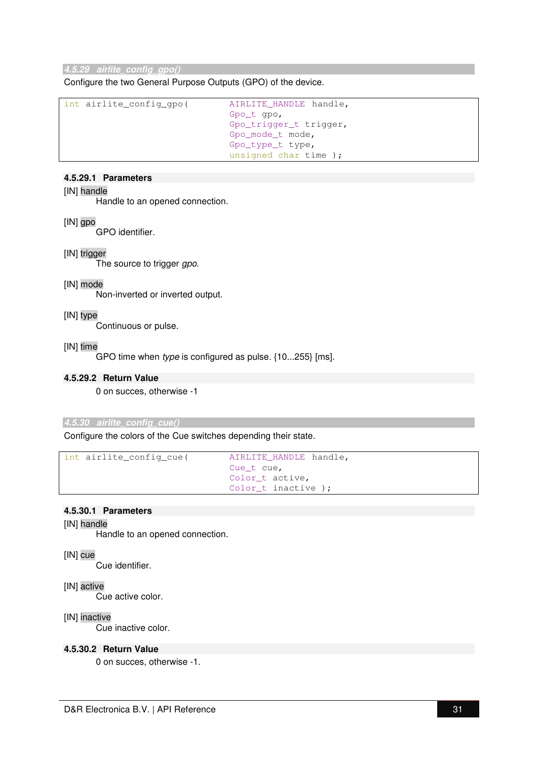### 4.5.29 airlite_config_gpo()

Configure the two General Purpose Outputs (GPO) of the device.

```
int airlite_config_gpo(        AIRLITE_HANDLE handle,
                               Gpo_t gpo,
                               Gpo_trigger_t trigger,
                               Gpo_mode_t mode,
                               Gpo_type_t type,
                               unsigned char time );
```

#### 4.5.29.1 Parameters

[IN] handle
Handle to an opened connection.

[IN] gpo
GPO identifier.

[IN] trigger
The source to trigger *gpo*.

[IN] mode
Non-inverted or inverted output.

[IN] type
Continuous or pulse.

[IN] time
GPO time when *type* is configured as pulse. {10...255} [ms].

#### 4.5.29.2 Return Value

0 on succes, otherwise -1

### 4.5.30 airlite_config_cue()

Configure the colors of the Cue switches depending their state.

```
int airlite_config_cue(        AIRLITE_HANDLE handle,
                               Cue_t cue,
                               Color_t active,
                               Color_t inactive );
```

#### 4.5.30.1 Parameters

[IN] handle
Handle to an opened connection.

[IN] cue
Cue identifier.

[IN] active
Cue active color.

[IN] inactive
Cue inactive color.

#### 4.5.30.2 Return Value

0 on succes, otherwise -1.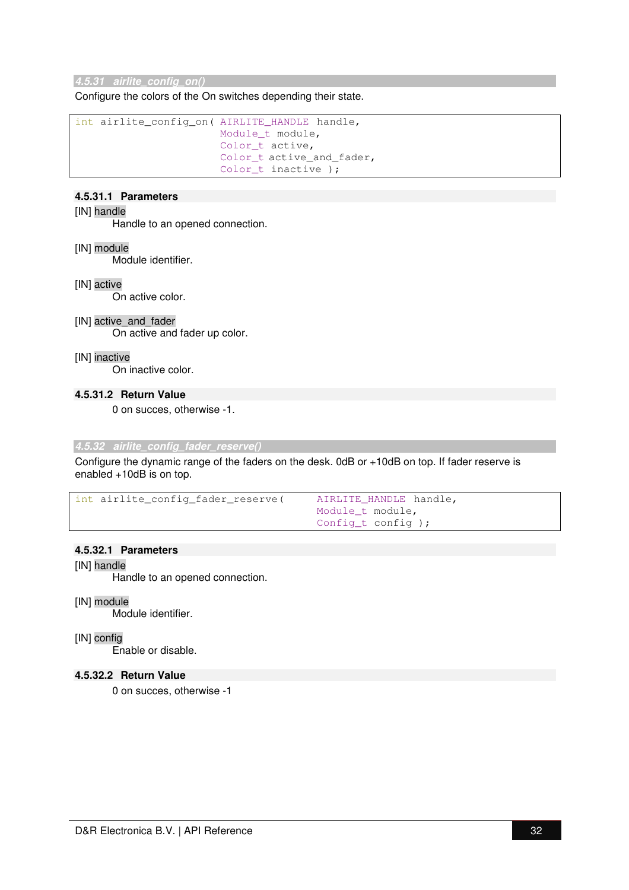### 4.5.31 airlite_config_on()

Configure the colors of the On switches depending their state.

```
int airlite_config_on( AIRLITE_HANDLE handle,
                       Module_t module,
                       Color_t active,
                       Color_t active_and_fader,
                       Color_t inactive );
```

#### 4.5.31.1 Parameters

[IN] handle
 Handle to an opened connection.

[IN] module
 Module identifier.

[IN] active
 On active color.

[IN] active_and_fader
 On active and fader up color.

[IN] inactive
 On inactive color.

#### 4.5.31.2 Return Value

0 on succes, otherwise -1.

### 4.5.32 airlite_config_fader_reserve()

Configure the dynamic range of the faders on the desk. 0dB or +10dB on top. If fader reserve is enabled +10dB is on top.

```
int airlite_config_fader_reserve(      AIRLITE_HANDLE handle,
                                       Module_t module,
                                       Config_t config );
```

#### 4.5.32.1 Parameters

[IN] handle
 Handle to an opened connection.

[IN] module
 Module identifier.

[IN] config
 Enable or disable.

#### 4.5.32.2 Return Value

0 on succes, otherwise -1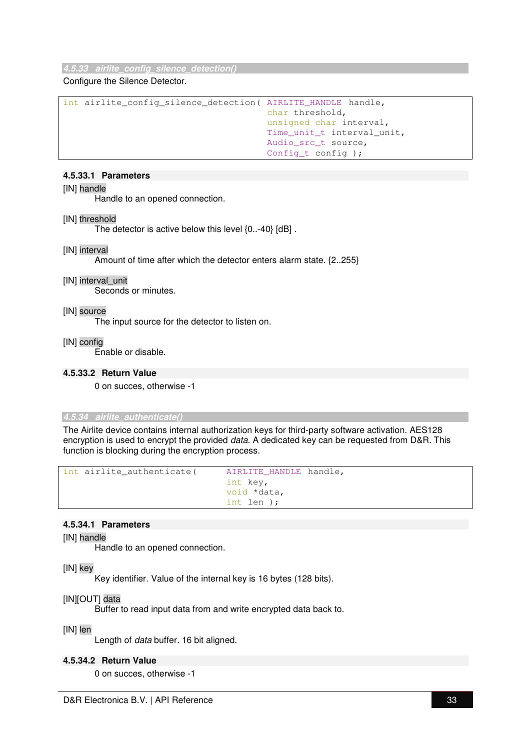### 4.5.33 airlite_config_silence_detection()

Configure the Silence Detector.

```
int airlite_config_silence_detection( AIRLITE_HANDLE handle,
                                      char threshold,
                                      unsigned char interval,
                                      Time_unit_t interval_unit,
                                      Audio_src_t source,
                                      Config_t config );
```

#### 4.5.33.1 Parameters

[IN] handle
: Handle to an opened connection.

[IN] threshold
: The detector is active below this level {0..-40} [dB] .

[IN] interval
: Amount of time after which the detector enters alarm state. {2..255}

[IN] interval_unit
: Seconds or minutes.

[IN] source
: The input source for the detector to listen on.

[IN] config
: Enable or disable.

#### 4.5.33.2 Return Value

0 on succes, otherwise -1

### 4.5.34 airlite_authenticate()

The Airlite device contains internal authorization keys for third-party software activation. AES128 encryption is used to encrypt the provided *data*. A dedicated key can be requested from D&R. This function is blocking during the encryption process.

```
int airlite_authenticate(     AIRLITE_HANDLE handle,
                              int key,
                              void *data,
                              int len );
```

#### 4.5.34.1 Parameters

[IN] handle
: Handle to an opened connection.

[IN] key
: Key identifier. Value of the internal key is 16 bytes (128 bits).

[IN][OUT] data
: Buffer to read input data from and write encrypted data back to.

[IN] len
: Length of *data* buffer. 16 bit aligned.

#### 4.5.34.2 Return Value

0 on succes, otherwise -1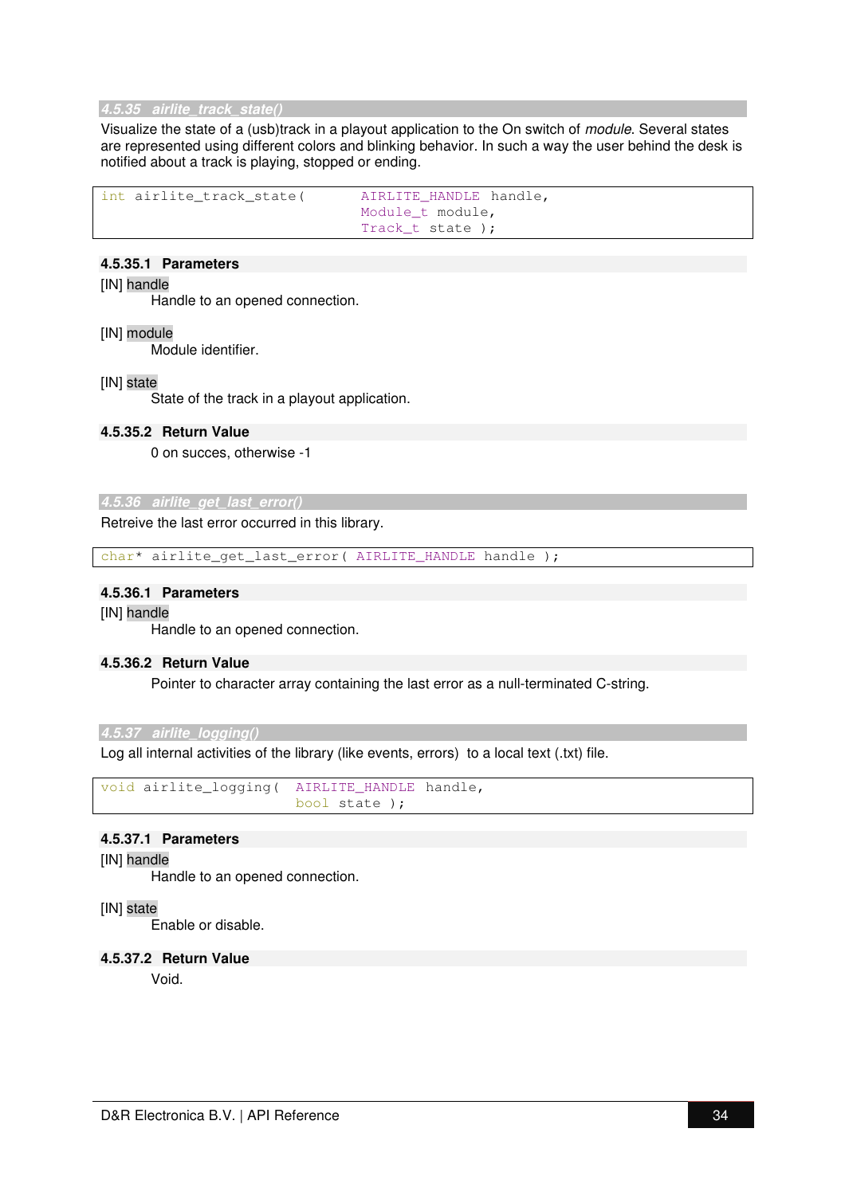### 4.5.35 airlite_track_state()

Visualize the state of a (usb)track in a playout application to the On switch of *module*. Several states are represented using different colors and blinking behavior. In such a way the user behind the desk is notified about a track is playing, stopped or ending.

```
int airlite_track_state(       AIRLITE_HANDLE handle,
                               Module_t module,
                               Track_t state );
```

#### 4.5.35.1 Parameters

[IN] handle
    Handle to an opened connection.

[IN] module
    Module identifier.

[IN] state
    State of the track in a playout application.

#### 4.5.35.2 Return Value

0 on succes, otherwise -1

### 4.5.36 airlite_get_last_error()

Retreive the last error occurred in this library.

```
char* airlite_get_last_error( AIRLITE_HANDLE handle );
```

#### 4.5.36.1 Parameters

[IN] handle
    Handle to an opened connection.

#### 4.5.36.2 Return Value

Pointer to character array containing the last error as a null-terminated C-string.

### 4.5.37 airlite_logging()

Log all internal activities of the library (like events, errors) to a local text (.txt) file.

```
void airlite_logging(  AIRLITE_HANDLE handle,
                       bool state );
```

#### 4.5.37.1 Parameters

[IN] handle
    Handle to an opened connection.

[IN] state
    Enable or disable.

#### 4.5.37.2 Return Value

Void.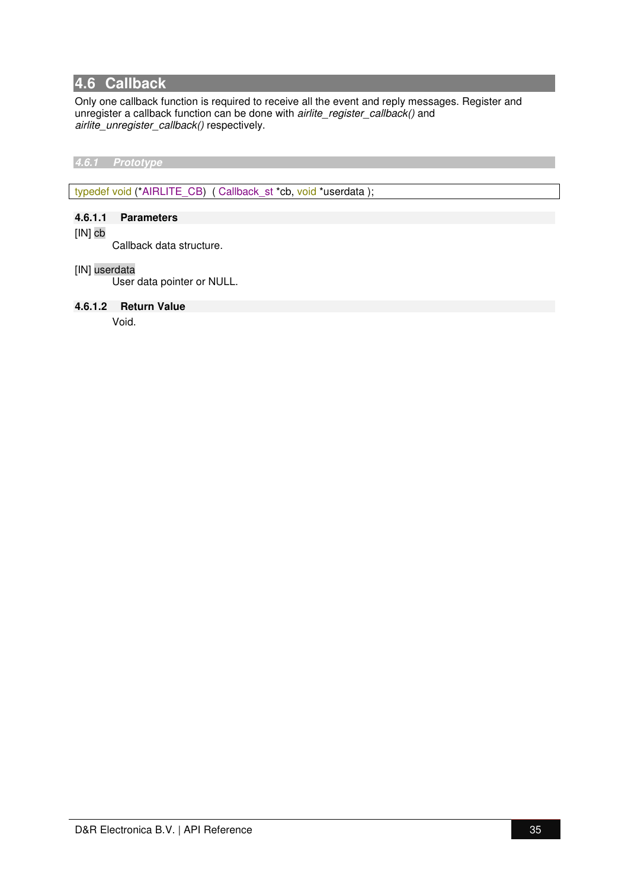## 4.6 Callback

Only one callback function is required to receive all the event and reply messages. Register and unregister a callback function can be done with *airlite_register_callback()* and *airlite_unregister_callback()* respectively.

### 4.6.1 Prototype

```
typedef void (*AIRLITE_CB)  ( Callback_st *cb, void *userdata );
```

#### 4.6.1.1 Parameters

[IN] cb

Callback data structure.

[IN] userdata

User data pointer or NULL.

#### 4.6.1.2 Return Value

Void.